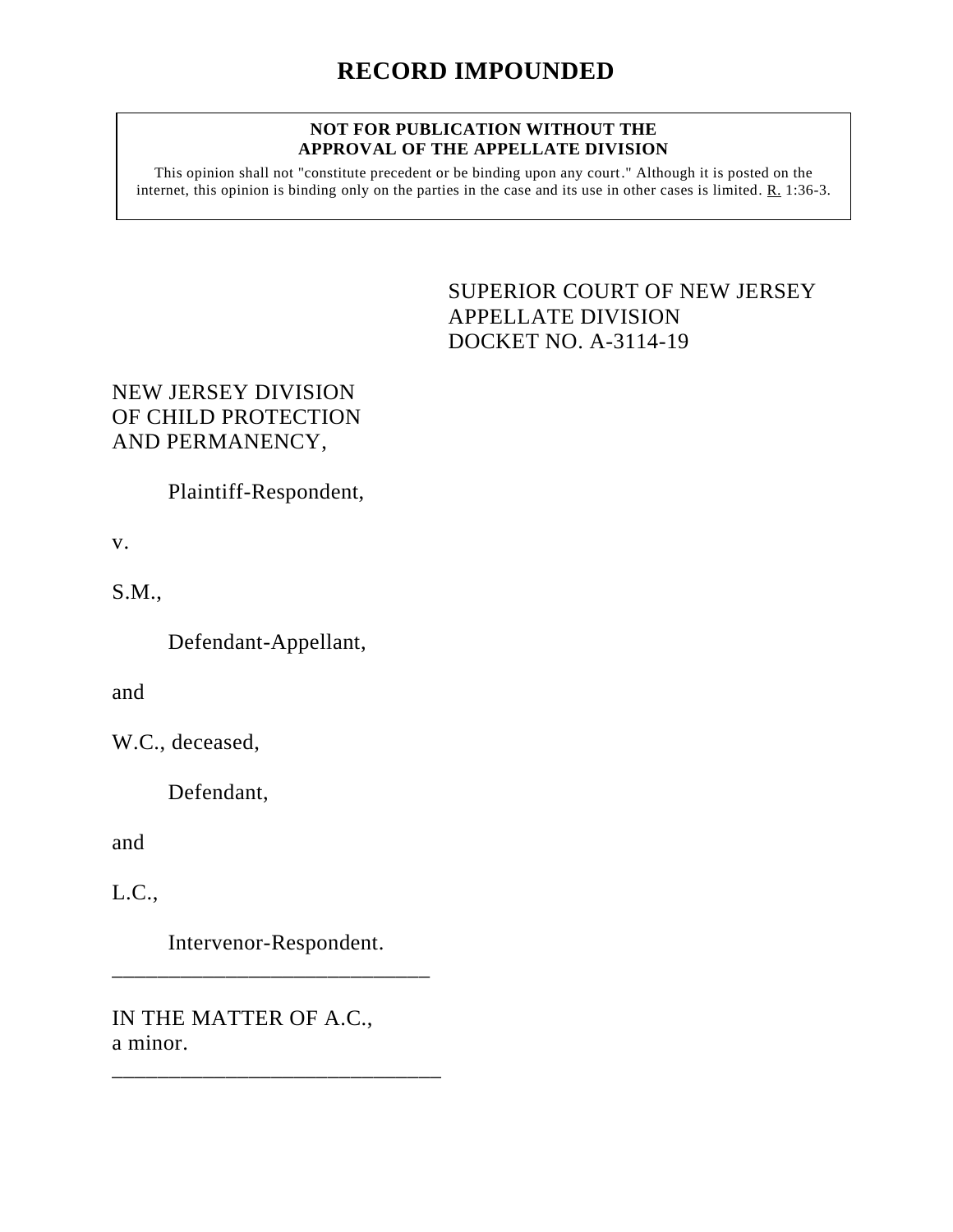# RECORD IMPOUNDED

**NOT FOR PUBLICATION WITHOUT THE APPROVAL OF THE APPELLATE DIVISION**

This opinion shall not "constitute precedent or be binding upon any court." Although it is posted on the internet, this opinion is binding only on the parties in the case and its use in other cases is limited. R. 1:36-3.

SUPERIOR COURT OF NEW JERSEY
APPELLATE DIVISION
DOCKET NO. A-3114-19

NEW JERSEY DIVISION OF CHILD PROTECTION AND PERMANENCY,

Plaintiff-Respondent,

v.

S.M.,

Defendant-Appellant,

and

W.C., deceased,

Defendant,

and

L.C.,

Intervenor-Respondent.

---

IN THE MATTER OF A.C., a minor.

---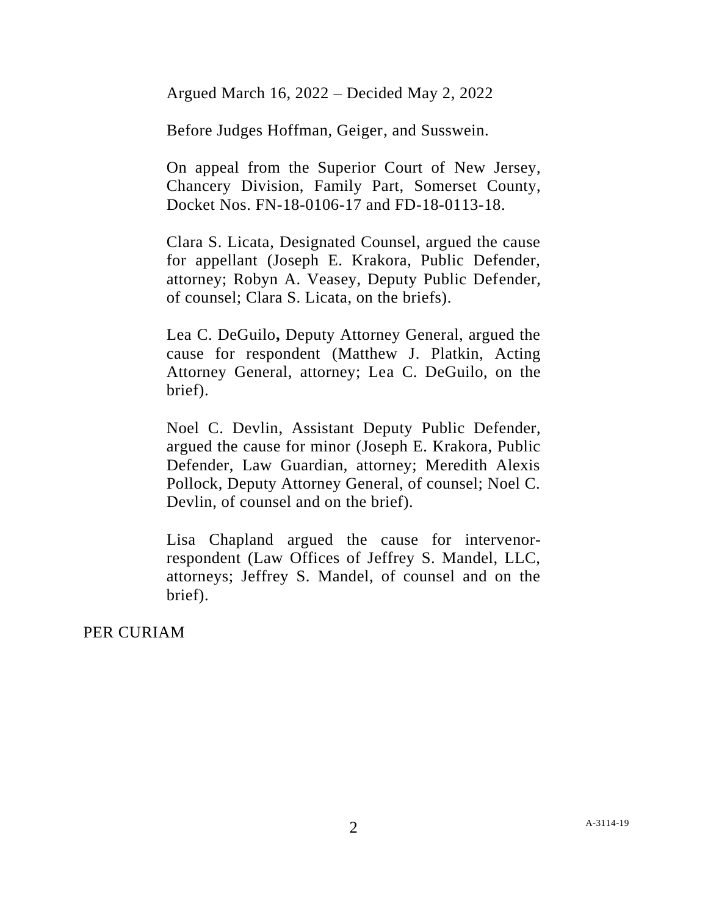Argued March 16, 2022 – Decided May 2, 2022

Before Judges Hoffman, Geiger, and Susswein.

On appeal from the Superior Court of New Jersey, Chancery Division, Family Part, Somerset County, Docket Nos. FN-18-0106-17 and FD-18-0113-18.

Clara S. Licata, Designated Counsel, argued the cause for appellant (Joseph E. Krakora, Public Defender, attorney; Robyn A. Veasey, Deputy Public Defender, of counsel; Clara S. Licata, on the briefs).

Lea C. DeGuilo, Deputy Attorney General, argued the cause for respondent (Matthew J. Platkin, Acting Attorney General, attorney; Lea C. DeGuilo, on the brief).

Noel C. Devlin, Assistant Deputy Public Defender, argued the cause for minor (Joseph E. Krakora, Public Defender, Law Guardian, attorney; Meredith Alexis Pollock, Deputy Attorney General, of counsel; Noel C. Devlin, of counsel and on the brief).

Lisa Chapland argued the cause for intervenor-respondent (Law Offices of Jeffrey S. Mandel, LLC, attorneys; Jeffrey S. Mandel, of counsel and on the brief).

PER CURIAM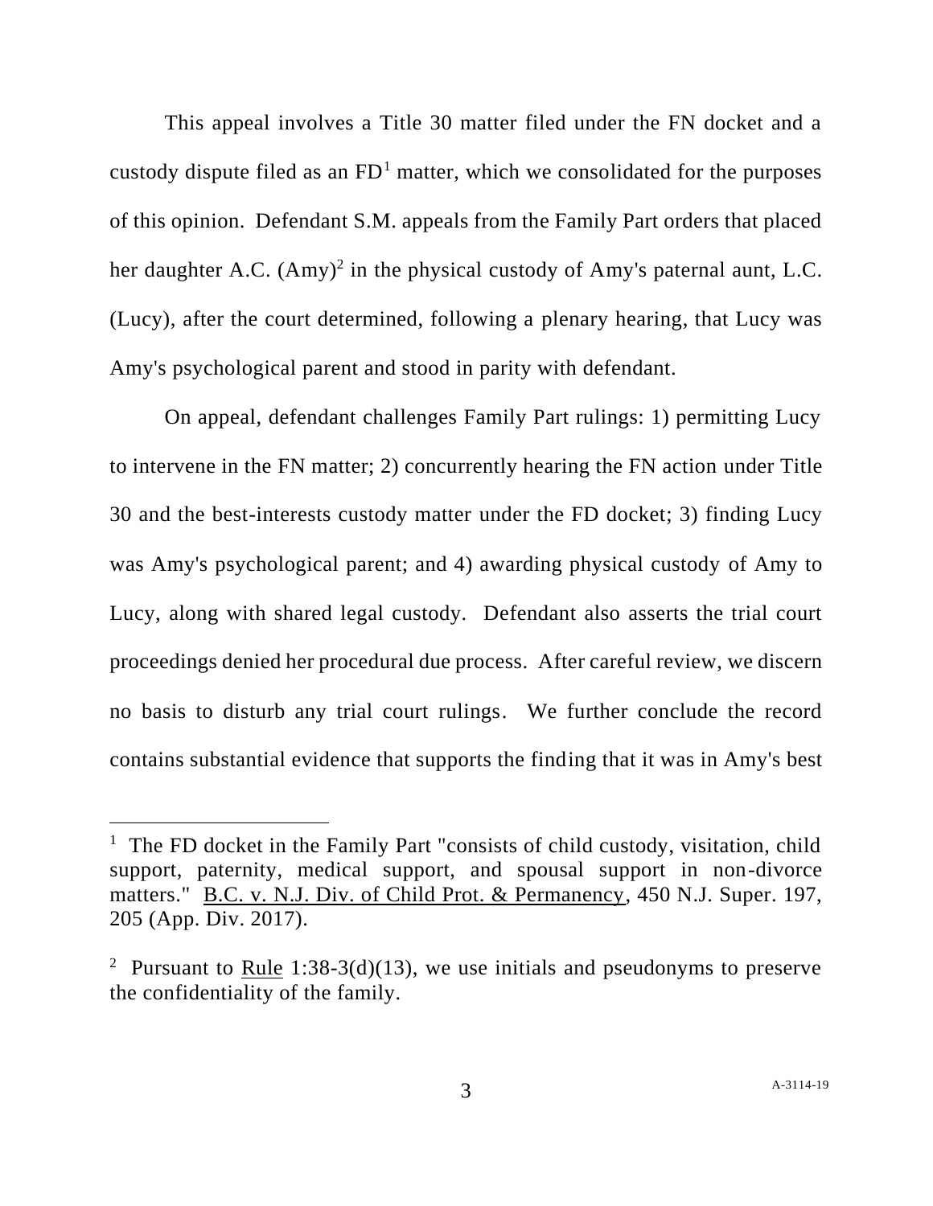This appeal involves a Title 30 matter filed under the FN docket and a custody dispute filed as an FD[1] matter, which we consolidated for the purposes of this opinion. Defendant S.M. appeals from the Family Part orders that placed her daughter A.C. (Amy)[2] in the physical custody of Amy's paternal aunt, L.C. (Lucy), after the court determined, following a plenary hearing, that Lucy was Amy's psychological parent and stood in parity with defendant.

On appeal, defendant challenges Family Part rulings: 1) permitting Lucy to intervene in the FN matter; 2) concurrently hearing the FN action under Title 30 and the best-interests custody matter under the FD docket; 3) finding Lucy was Amy's psychological parent; and 4) awarding physical custody of Amy to Lucy, along with shared legal custody. Defendant also asserts the trial court proceedings denied her procedural due process. After careful review, we discern no basis to disturb any trial court rulings. We further conclude the record contains substantial evidence that supports the finding that it was in Amy's best

---

[1] The FD docket in the Family Part "consists of child custody, visitation, child support, paternity, medical support, and spousal support in non-divorce matters." B.C. v. N.J. Div. of Child Prot. & Permanency, 450 N.J. Super. 197, 205 (App. Div. 2017).

[2] Pursuant to Rule 1:38-3(d)(13), we use initials and pseudonyms to preserve the confidentiality of the family.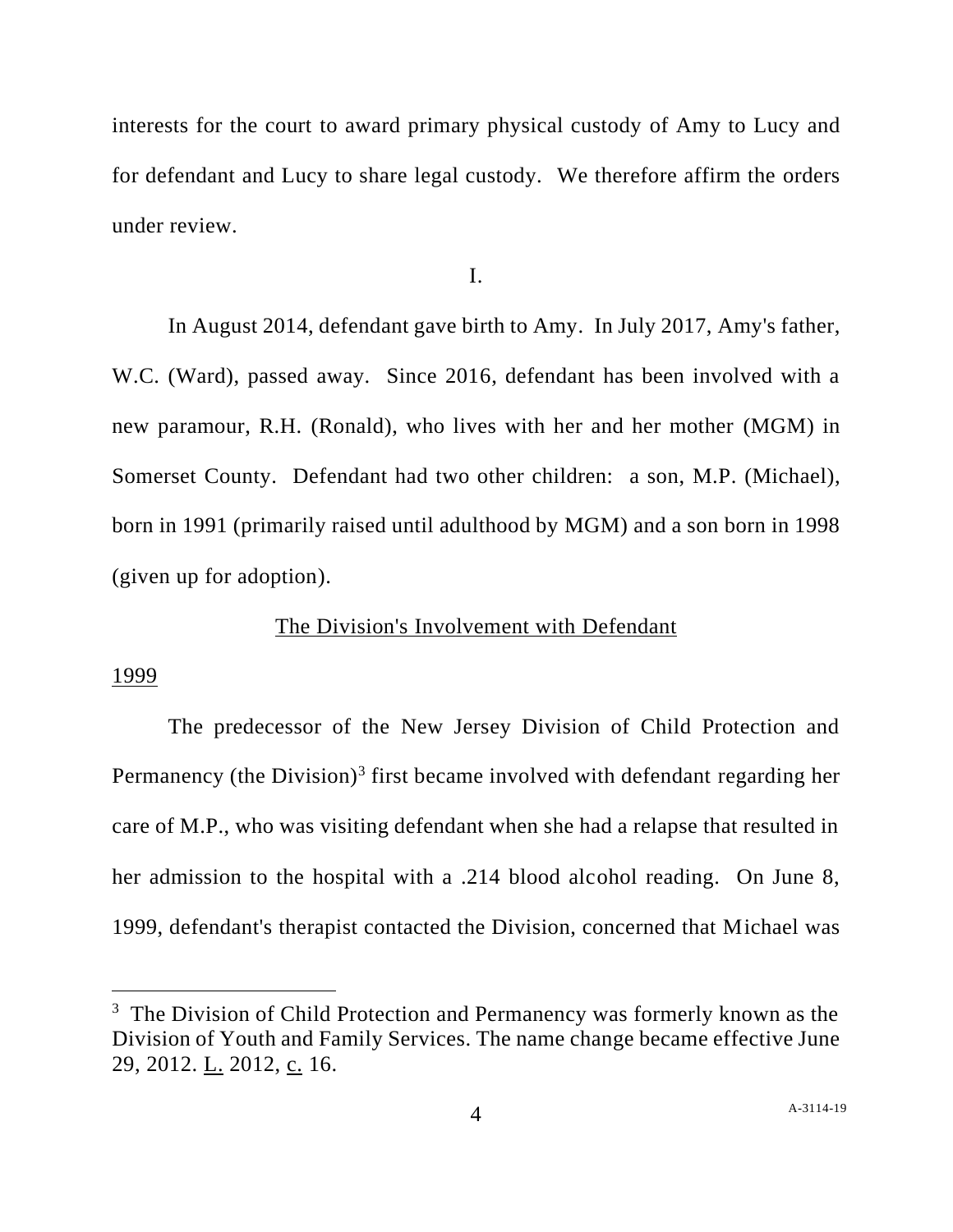interests for the court to award primary physical custody of Amy to Lucy and for defendant and Lucy to share legal custody. We therefore affirm the orders under review.

I.

In August 2014, defendant gave birth to Amy. In July 2017, Amy's father, W.C. (Ward), passed away. Since 2016, defendant has been involved with a new paramour, R.H. (Ronald), who lives with her and her mother (MGM) in Somerset County. Defendant had two other children: a son, M.P. (Michael), born in 1991 (primarily raised until adulthood by MGM) and a son born in 1998 (given up for adoption).

<u>The Division's Involvement with Defendant</u>

<u>1999</u>

The predecessor of the New Jersey Division of Child Protection and Permanency (the Division)[3] first became involved with defendant regarding her care of M.P., who was visiting defendant when she had a relapse that resulted in her admission to the hospital with a .214 blood alcohol reading. On June 8, 1999, defendant's therapist contacted the Division, concerned that Michael was

---

[3] The Division of Child Protection and Permanency was formerly known as the Division of Youth and Family Services. The name change became effective June 29, 2012. <u>L.</u> 2012, <u>c.</u> 16.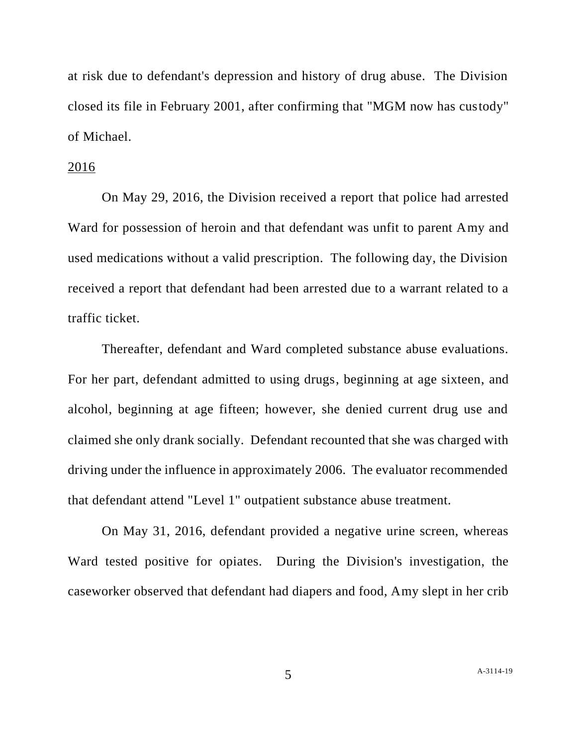at risk due to defendant's depression and history of drug abuse. The Division closed its file in February 2001, after confirming that "MGM now has custody" of Michael.

<u>2016</u>

On May 29, 2016, the Division received a report that police had arrested Ward for possession of heroin and that defendant was unfit to parent Amy and used medications without a valid prescription. The following day, the Division received a report that defendant had been arrested due to a warrant related to a traffic ticket.

Thereafter, defendant and Ward completed substance abuse evaluations. For her part, defendant admitted to using drugs, beginning at age sixteen, and alcohol, beginning at age fifteen; however, she denied current drug use and claimed she only drank socially. Defendant recounted that she was charged with driving under the influence in approximately 2006. The evaluator recommended that defendant attend "Level 1" outpatient substance abuse treatment.

On May 31, 2016, defendant provided a negative urine screen, whereas Ward tested positive for opiates. During the Division's investigation, the caseworker observed that defendant had diapers and food, Amy slept in her crib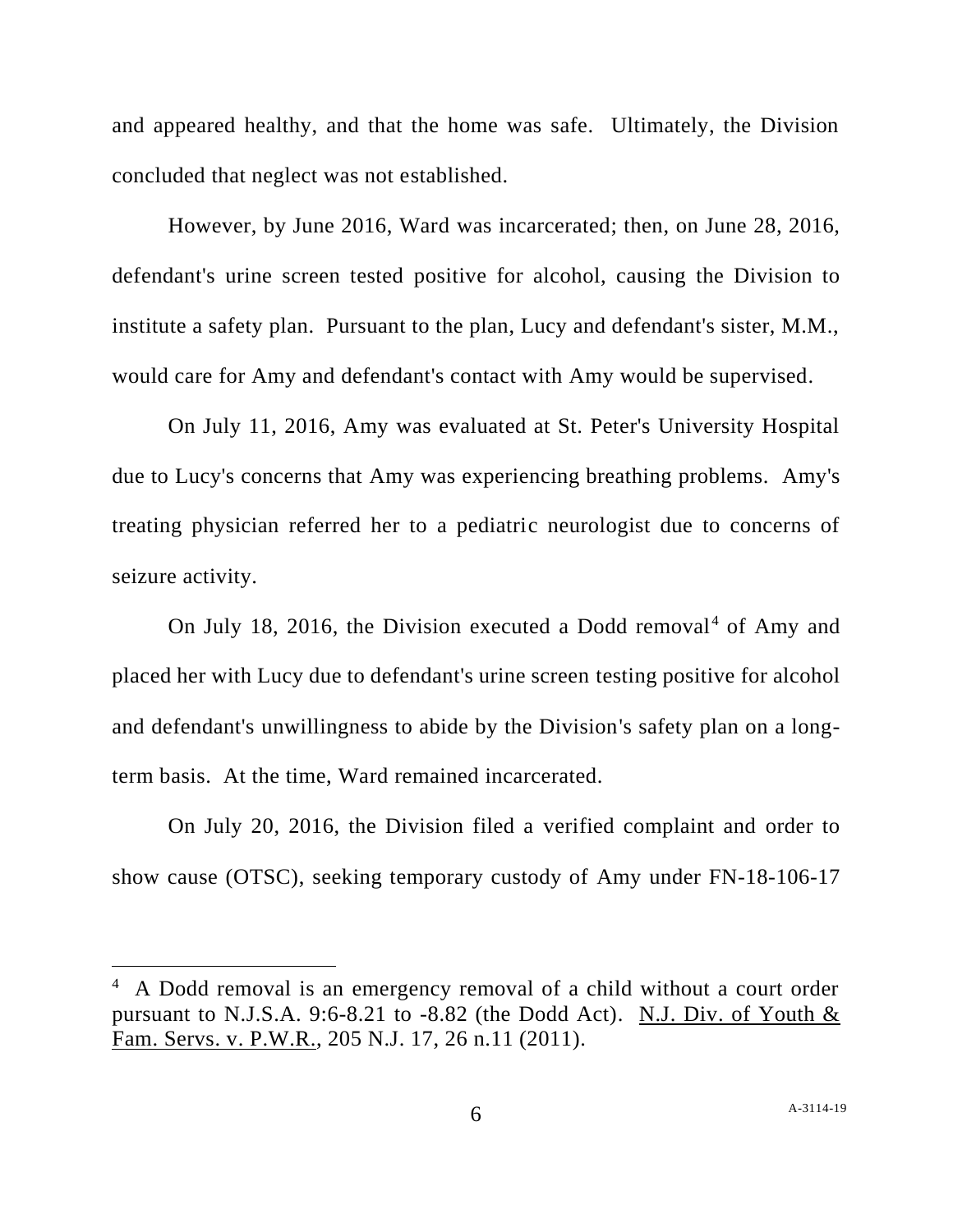and appeared healthy, and that the home was safe. Ultimately, the Division concluded that neglect was not established.

However, by June 2016, Ward was incarcerated; then, on June 28, 2016, defendant's urine screen tested positive for alcohol, causing the Division to institute a safety plan. Pursuant to the plan, Lucy and defendant's sister, M.M., would care for Amy and defendant's contact with Amy would be supervised.

On July 11, 2016, Amy was evaluated at St. Peter's University Hospital due to Lucy's concerns that Amy was experiencing breathing problems. Amy's treating physician referred her to a pediatric neurologist due to concerns of seizure activity.

On July 18, 2016, the Division executed a Dodd removal[4] of Amy and placed her with Lucy due to defendant's urine screen testing positive for alcohol and defendant's unwillingness to abide by the Division's safety plan on a long-term basis. At the time, Ward remained incarcerated.

On July 20, 2016, the Division filed a verified complaint and order to show cause (OTSC), seeking temporary custody of Amy under FN-18-106-17

[4] A Dodd removal is an emergency removal of a child without a court order pursuant to N.J.S.A. 9:6-8.21 to -8.82 (the Dodd Act). N.J. Div. of Youth & Fam. Servs. v. P.W.R., 205 N.J. 17, 26 n.11 (2011).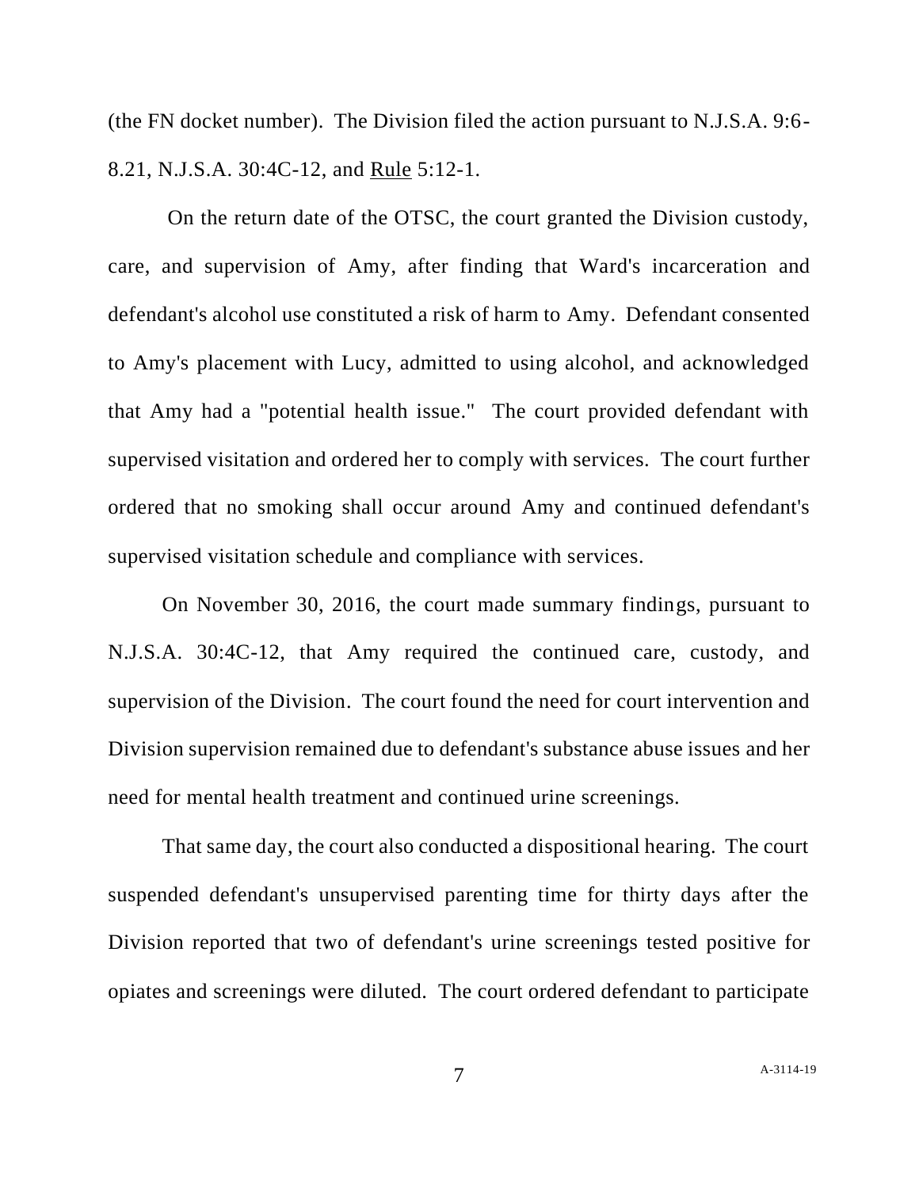(the FN docket number). The Division filed the action pursuant to N.J.S.A. 9:6-8.21, N.J.S.A. 30:4C-12, and Rule 5:12-1.

On the return date of the OTSC, the court granted the Division custody, care, and supervision of Amy, after finding that Ward's incarceration and defendant's alcohol use constituted a risk of harm to Amy. Defendant consented to Amy's placement with Lucy, admitted to using alcohol, and acknowledged that Amy had a "potential health issue." The court provided defendant with supervised visitation and ordered her to comply with services. The court further ordered that no smoking shall occur around Amy and continued defendant's supervised visitation schedule and compliance with services.

On November 30, 2016, the court made summary findings, pursuant to N.J.S.A. 30:4C-12, that Amy required the continued care, custody, and supervision of the Division. The court found the need for court intervention and Division supervision remained due to defendant's substance abuse issues and her need for mental health treatment and continued urine screenings.

That same day, the court also conducted a dispositional hearing. The court suspended defendant's unsupervised parenting time for thirty days after the Division reported that two of defendant's urine screenings tested positive for opiates and screenings were diluted. The court ordered defendant to participate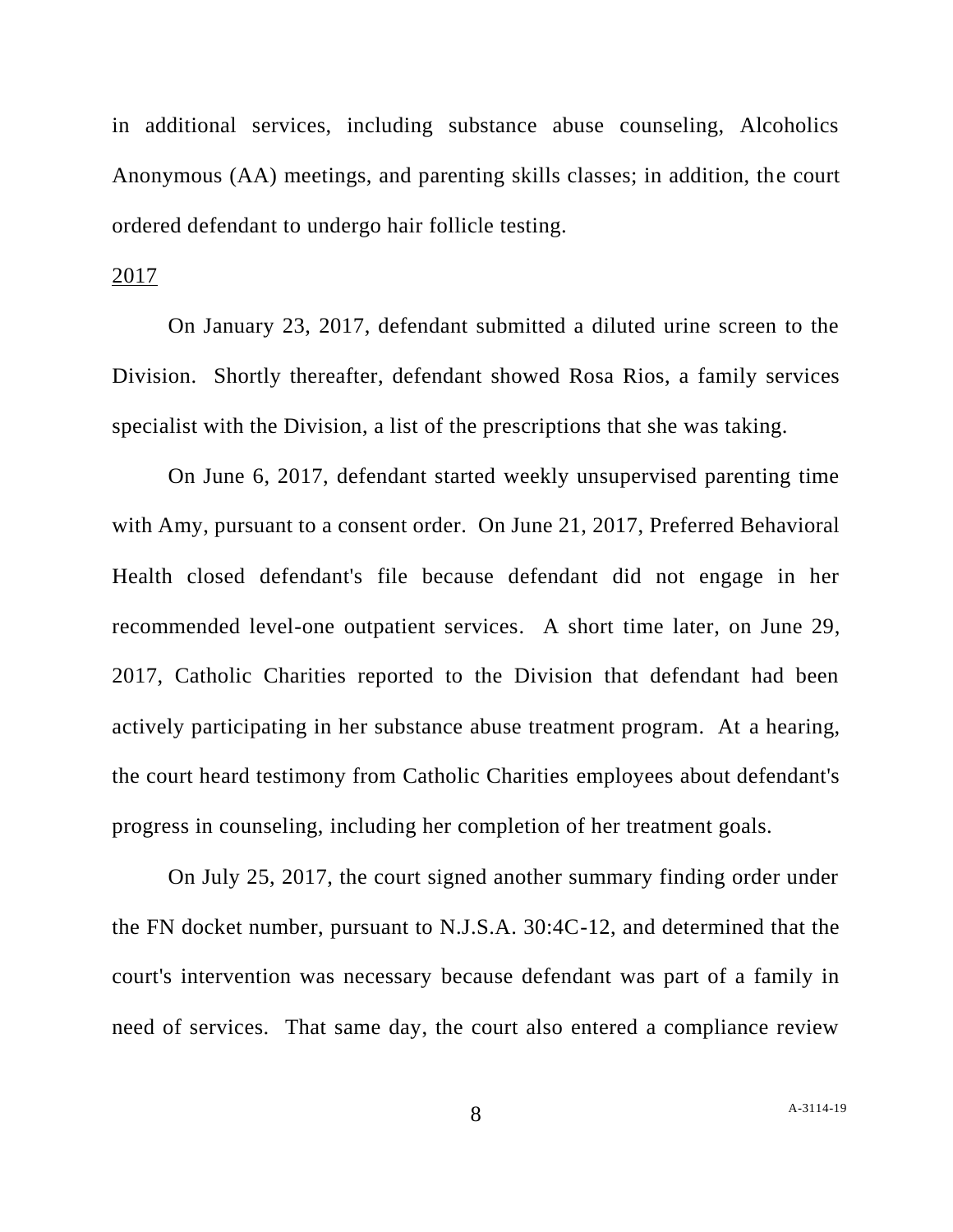in additional services, including substance abuse counseling, Alcoholics Anonymous (AA) meetings, and parenting skills classes; in addition, the court ordered defendant to undergo hair follicle testing.

<u>2017</u>

On January 23, 2017, defendant submitted a diluted urine screen to the Division. Shortly thereafter, defendant showed Rosa Rios, a family services specialist with the Division, a list of the prescriptions that she was taking.

On June 6, 2017, defendant started weekly unsupervised parenting time with Amy, pursuant to a consent order. On June 21, 2017, Preferred Behavioral Health closed defendant's file because defendant did not engage in her recommended level-one outpatient services. A short time later, on June 29, 2017, Catholic Charities reported to the Division that defendant had been actively participating in her substance abuse treatment program. At a hearing, the court heard testimony from Catholic Charities employees about defendant's progress in counseling, including her completion of her treatment goals.

On July 25, 2017, the court signed another summary finding order under the FN docket number, pursuant to N.J.S.A. 30:4C-12, and determined that the court's intervention was necessary because defendant was part of a family in need of services. That same day, the court also entered a compliance review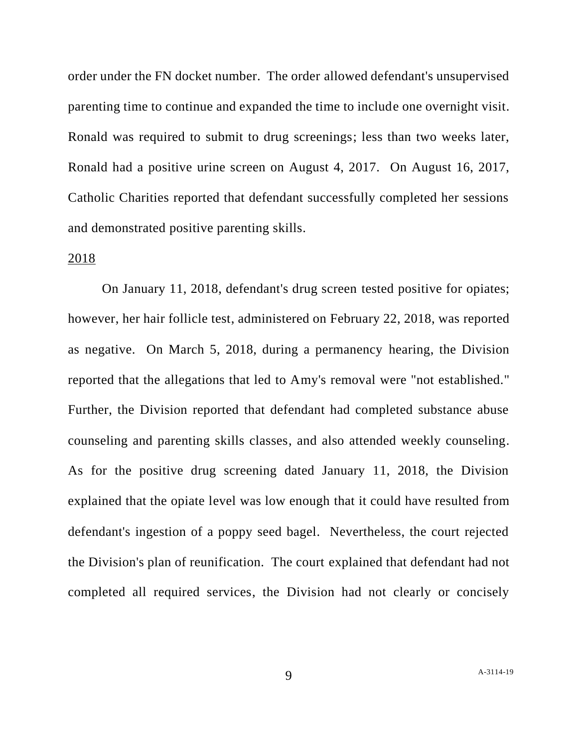order under the FN docket number. The order allowed defendant's unsupervised parenting time to continue and expanded the time to include one overnight visit. Ronald was required to submit to drug screenings; less than two weeks later, Ronald had a positive urine screen on August 4, 2017. On August 16, 2017, Catholic Charities reported that defendant successfully completed her sessions and demonstrated positive parenting skills.

<u>2018</u>

On January 11, 2018, defendant's drug screen tested positive for opiates; however, her hair follicle test, administered on February 22, 2018, was reported as negative. On March 5, 2018, during a permanency hearing, the Division reported that the allegations that led to Amy's removal were "not established." Further, the Division reported that defendant had completed substance abuse counseling and parenting skills classes, and also attended weekly counseling. As for the positive drug screening dated January 11, 2018, the Division explained that the opiate level was low enough that it could have resulted from defendant's ingestion of a poppy seed bagel. Nevertheless, the court rejected the Division's plan of reunification. The court explained that defendant had not completed all required services, the Division had not clearly or concisely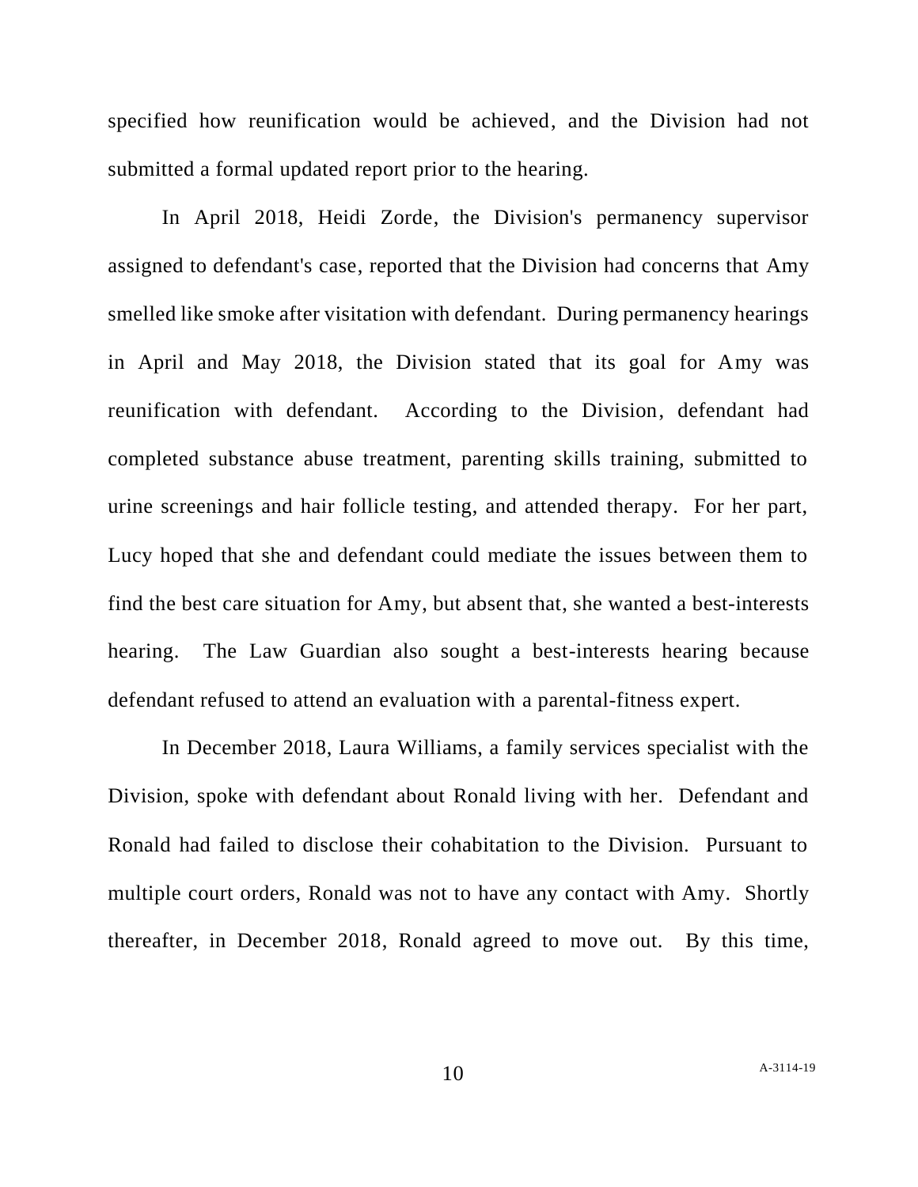specified how reunification would be achieved, and the Division had not submitted a formal updated report prior to the hearing.

In April 2018, Heidi Zorde, the Division's permanency supervisor assigned to defendant's case, reported that the Division had concerns that Amy smelled like smoke after visitation with defendant. During permanency hearings in April and May 2018, the Division stated that its goal for Amy was reunification with defendant. According to the Division, defendant had completed substance abuse treatment, parenting skills training, submitted to urine screenings and hair follicle testing, and attended therapy. For her part, Lucy hoped that she and defendant could mediate the issues between them to find the best care situation for Amy, but absent that, she wanted a best-interests hearing. The Law Guardian also sought a best-interests hearing because defendant refused to attend an evaluation with a parental-fitness expert.

In December 2018, Laura Williams, a family services specialist with the Division, spoke with defendant about Ronald living with her. Defendant and Ronald had failed to disclose their cohabitation to the Division. Pursuant to multiple court orders, Ronald was not to have any contact with Amy. Shortly thereafter, in December 2018, Ronald agreed to move out. By this time,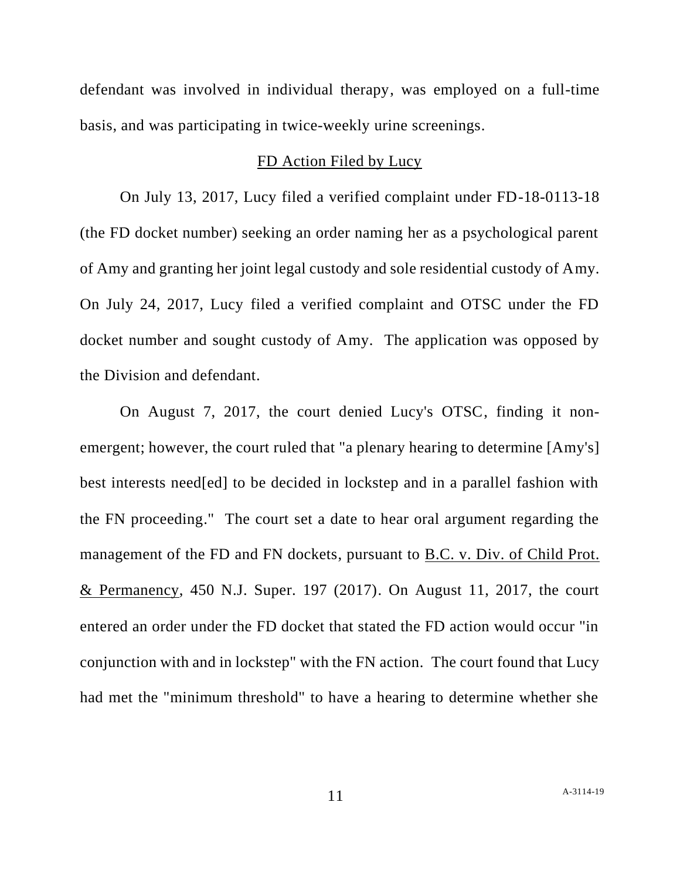defendant was involved in individual therapy, was employed on a full-time basis, and was participating in twice-weekly urine screenings.

<u>FD Action Filed by Lucy</u>

On July 13, 2017, Lucy filed a verified complaint under FD-18-0113-18 (the FD docket number) seeking an order naming her as a psychological parent of Amy and granting her joint legal custody and sole residential custody of Amy. On July 24, 2017, Lucy filed a verified complaint and OTSC under the FD docket number and sought custody of Amy. The application was opposed by the Division and defendant.

On August 7, 2017, the court denied Lucy's OTSC, finding it non-emergent; however, the court ruled that "a plenary hearing to determine [Amy's] best interests need[ed] to be decided in lockstep and in a parallel fashion with the FN proceeding." The court set a date to hear oral argument regarding the management of the FD and FN dockets, pursuant to <u>B.C. v. Div. of Child Prot. & Permanency</u>, 450 N.J. Super. 197 (2017). On August 11, 2017, the court entered an order under the FD docket that stated the FD action would occur "in conjunction with and in lockstep" with the FN action. The court found that Lucy had met the "minimum threshold" to have a hearing to determine whether she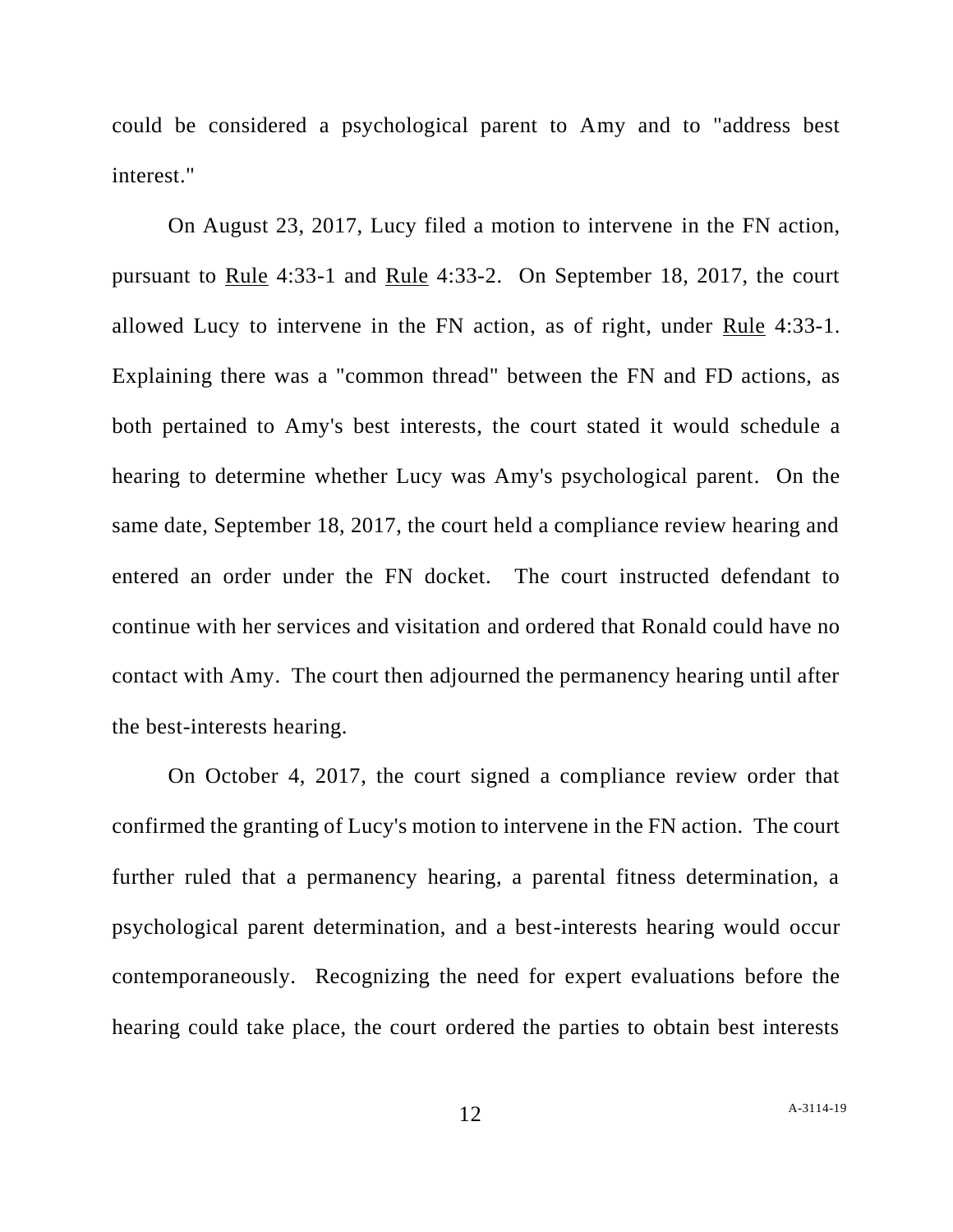could be considered a psychological parent to Amy and to "address best interest."

On August 23, 2017, Lucy filed a motion to intervene in the FN action, pursuant to Rule 4:33-1 and Rule 4:33-2. On September 18, 2017, the court allowed Lucy to intervene in the FN action, as of right, under Rule 4:33-1. Explaining there was a "common thread" between the FN and FD actions, as both pertained to Amy's best interests, the court stated it would schedule a hearing to determine whether Lucy was Amy's psychological parent. On the same date, September 18, 2017, the court held a compliance review hearing and entered an order under the FN docket. The court instructed defendant to continue with her services and visitation and ordered that Ronald could have no contact with Amy. The court then adjourned the permanency hearing until after the best-interests hearing.

On October 4, 2017, the court signed a compliance review order that confirmed the granting of Lucy's motion to intervene in the FN action. The court further ruled that a permanency hearing, a parental fitness determination, a psychological parent determination, and a best-interests hearing would occur contemporaneously. Recognizing the need for expert evaluations before the hearing could take place, the court ordered the parties to obtain best interests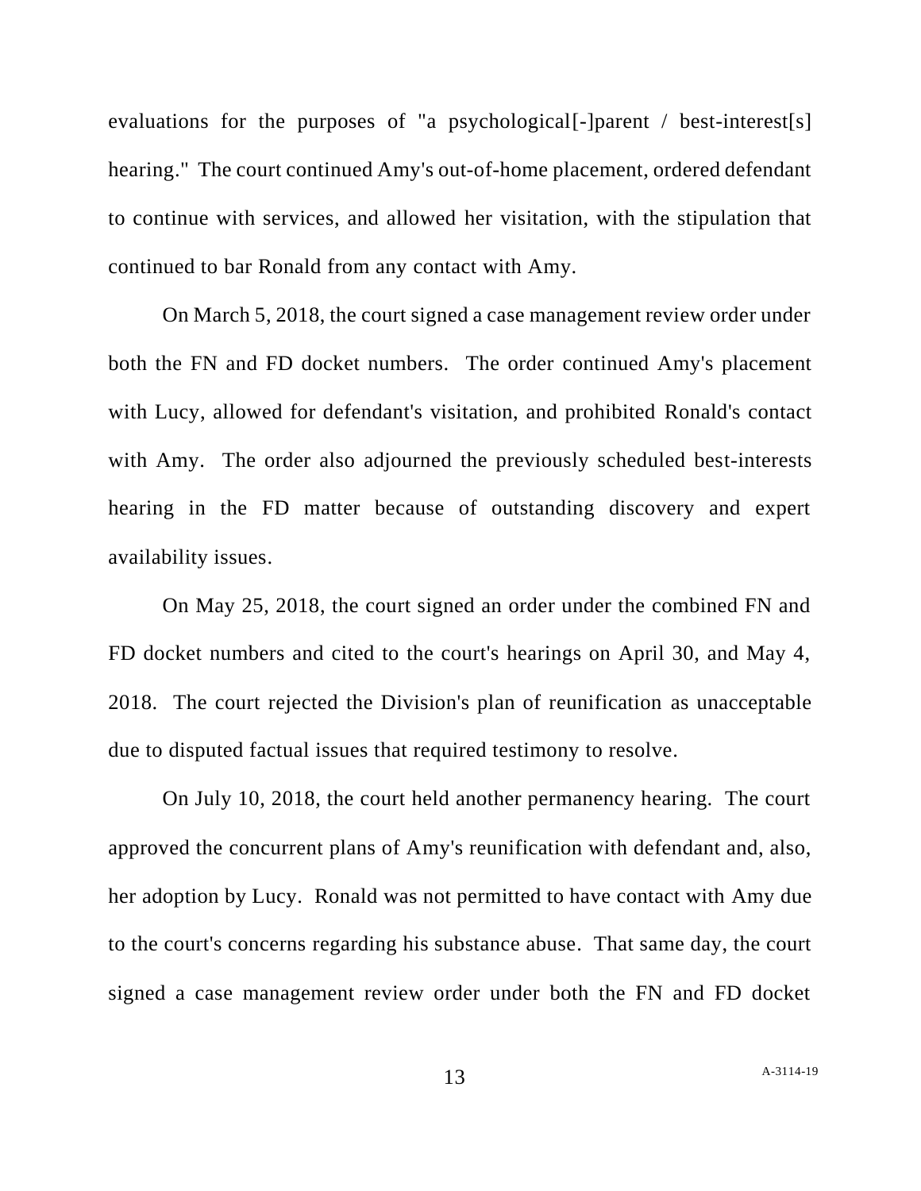evaluations for the purposes of "a psychological[-]parent / best-interest[s] hearing." The court continued Amy's out-of-home placement, ordered defendant to continue with services, and allowed her visitation, with the stipulation that continued to bar Ronald from any contact with Amy.

On March 5, 2018, the court signed a case management review order under both the FN and FD docket numbers. The order continued Amy's placement with Lucy, allowed for defendant's visitation, and prohibited Ronald's contact with Amy. The order also adjourned the previously scheduled best-interests hearing in the FD matter because of outstanding discovery and expert availability issues.

On May 25, 2018, the court signed an order under the combined FN and FD docket numbers and cited to the court's hearings on April 30, and May 4, 2018. The court rejected the Division's plan of reunification as unacceptable due to disputed factual issues that required testimony to resolve.

On July 10, 2018, the court held another permanency hearing. The court approved the concurrent plans of Amy's reunification with defendant and, also, her adoption by Lucy. Ronald was not permitted to have contact with Amy due to the court's concerns regarding his substance abuse. That same day, the court signed a case management review order under both the FN and FD docket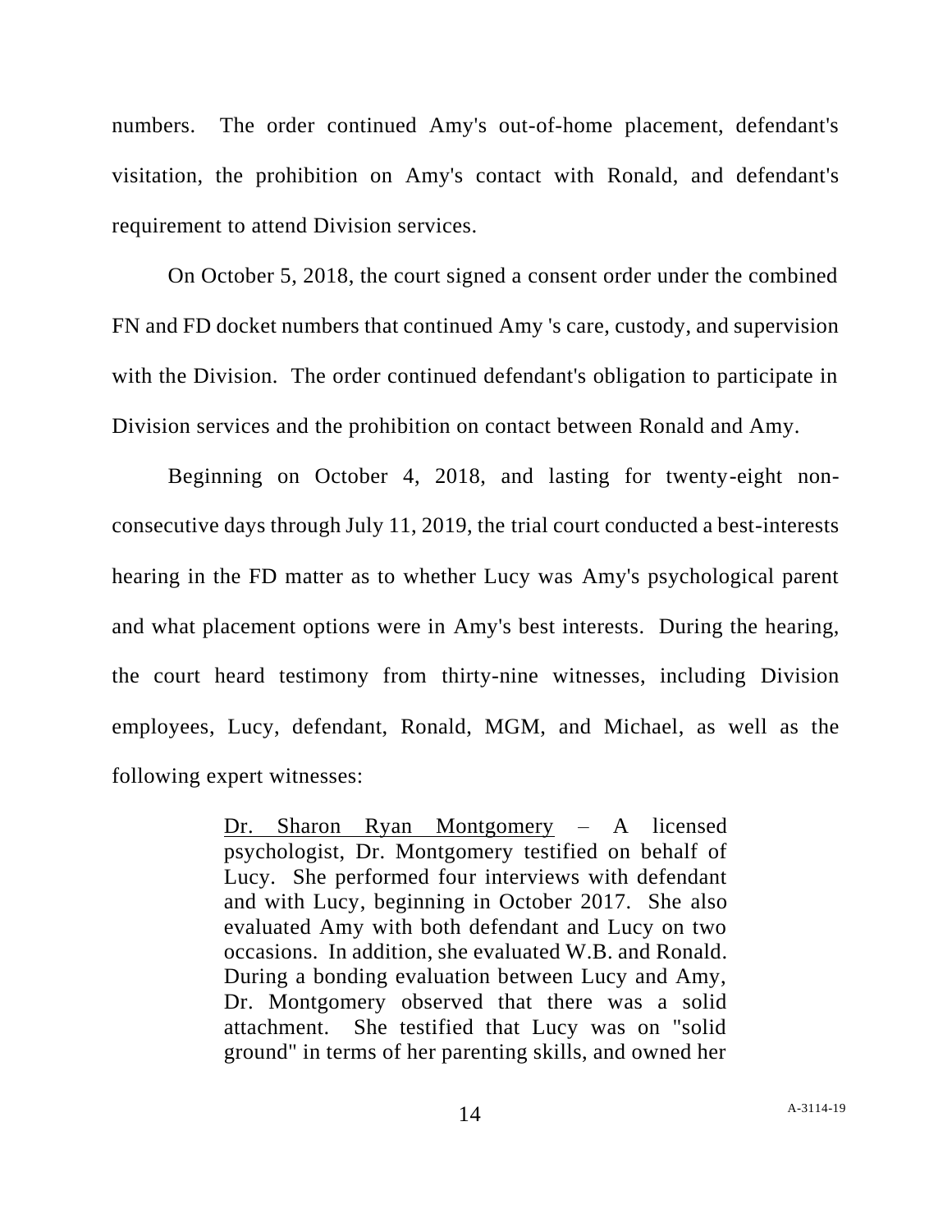numbers. The order continued Amy's out-of-home placement, defendant's visitation, the prohibition on Amy's contact with Ronald, and defendant's requirement to attend Division services.

On October 5, 2018, the court signed a consent order under the combined FN and FD docket numbers that continued Amy 's care, custody, and supervision with the Division. The order continued defendant's obligation to participate in Division services and the prohibition on contact between Ronald and Amy.

Beginning on October 4, 2018, and lasting for twenty-eight non-consecutive days through July 11, 2019, the trial court conducted a best-interests hearing in the FD matter as to whether Lucy was Amy's psychological parent and what placement options were in Amy's best interests. During the hearing, the court heard testimony from thirty-nine witnesses, including Division employees, Lucy, defendant, Ronald, MGM, and Michael, as well as the following expert witnesses:

> <u>Dr. Sharon Ryan Montgomery</u> – A licensed psychologist, Dr. Montgomery testified on behalf of Lucy. She performed four interviews with defendant and with Lucy, beginning in October 2017. She also evaluated Amy with both defendant and Lucy on two occasions. In addition, she evaluated W.B. and Ronald. During a bonding evaluation between Lucy and Amy, Dr. Montgomery observed that there was a solid attachment. She testified that Lucy was on "solid ground" in terms of her parenting skills, and owned her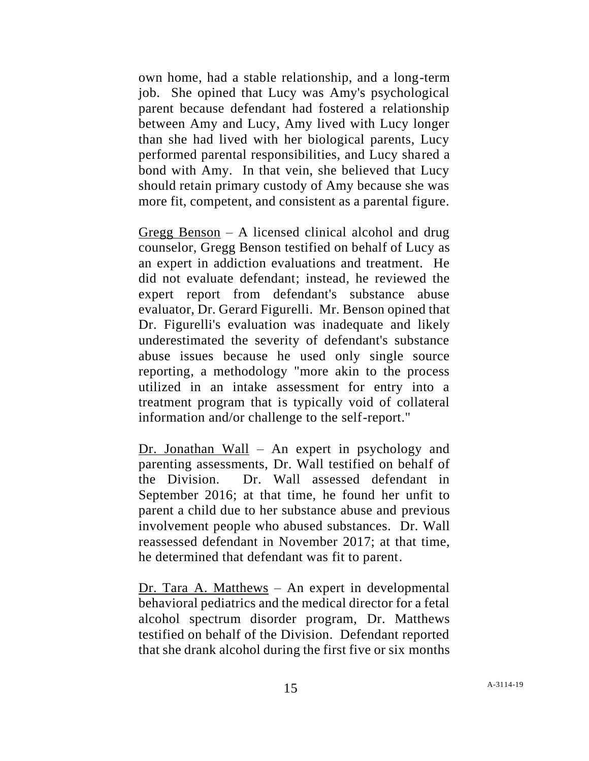own home, had a stable relationship, and a long-term job. She opined that Lucy was Amy's psychological parent because defendant had fostered a relationship between Amy and Lucy, Amy lived with Lucy longer than she had lived with her biological parents, Lucy performed parental responsibilities, and Lucy shared a bond with Amy. In that vein, she believed that Lucy should retain primary custody of Amy because she was more fit, competent, and consistent as a parental figure.

<u>Gregg Benson</u> – A licensed clinical alcohol and drug counselor, Gregg Benson testified on behalf of Lucy as an expert in addiction evaluations and treatment. He did not evaluate defendant; instead, he reviewed the expert report from defendant's substance abuse evaluator, Dr. Gerard Figurelli. Mr. Benson opined that Dr. Figurelli's evaluation was inadequate and likely underestimated the severity of defendant's substance abuse issues because he used only single source reporting, a methodology "more akin to the process utilized in an intake assessment for entry into a treatment program that is typically void of collateral information and/or challenge to the self-report."

<u>Dr. Jonathan Wall</u> – An expert in psychology and parenting assessments, Dr. Wall testified on behalf of the Division. Dr. Wall assessed defendant in September 2016; at that time, he found her unfit to parent a child due to her substance abuse and previous involvement people who abused substances. Dr. Wall reassessed defendant in November 2017; at that time, he determined that defendant was fit to parent.

<u>Dr. Tara A. Matthews</u> – An expert in developmental behavioral pediatrics and the medical director for a fetal alcohol spectrum disorder program, Dr. Matthews testified on behalf of the Division. Defendant reported that she drank alcohol during the first five or six months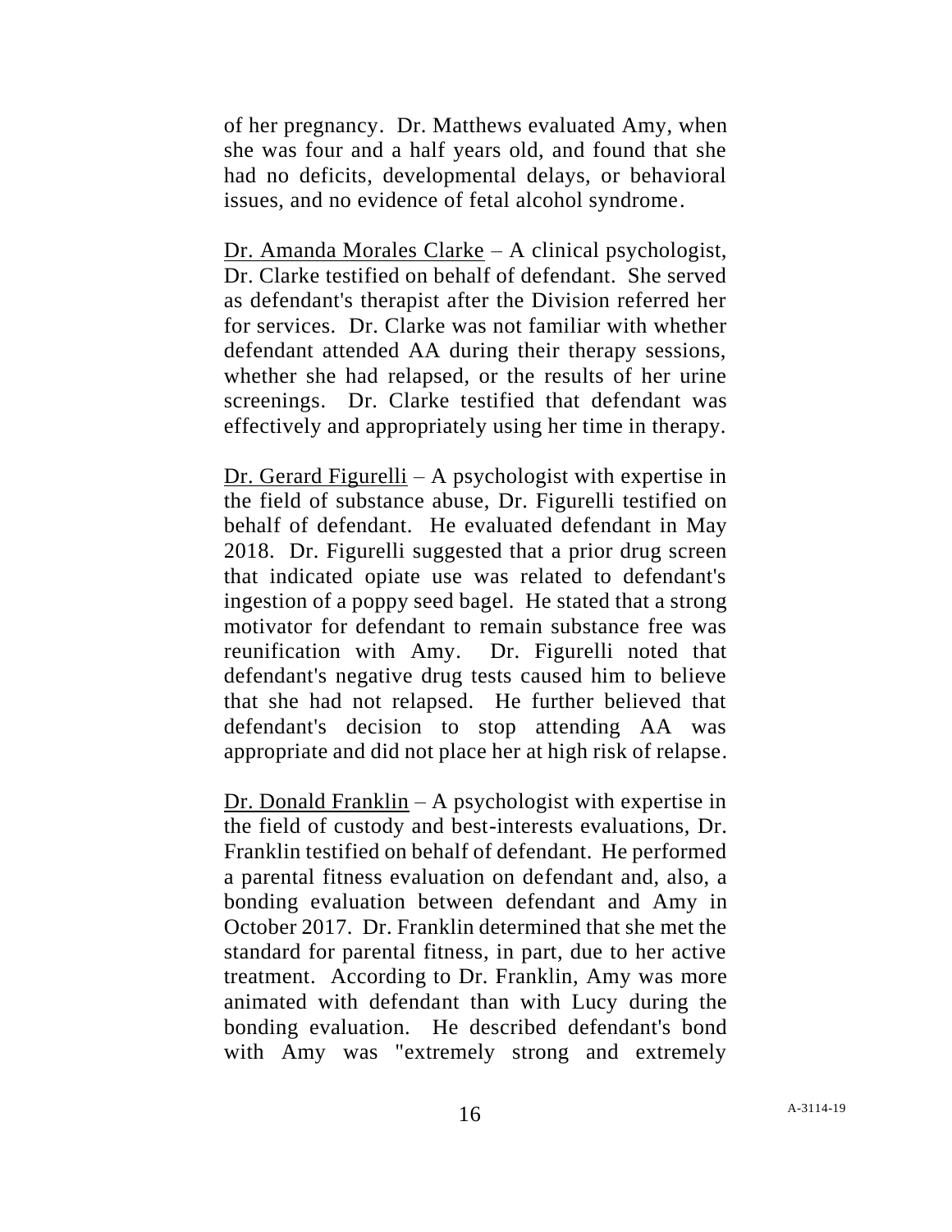of her pregnancy. Dr. Matthews evaluated Amy, when she was four and a half years old, and found that she had no deficits, developmental delays, or behavioral issues, and no evidence of fetal alcohol syndrome.

Dr. Amanda Morales Clarke – A clinical psychologist, Dr. Clarke testified on behalf of defendant. She served as defendant's therapist after the Division referred her for services. Dr. Clarke was not familiar with whether defendant attended AA during their therapy sessions, whether she had relapsed, or the results of her urine screenings. Dr. Clarke testified that defendant was effectively and appropriately using her time in therapy.

Dr. Gerard Figurelli – A psychologist with expertise in the field of substance abuse, Dr. Figurelli testified on behalf of defendant. He evaluated defendant in May 2018. Dr. Figurelli suggested that a prior drug screen that indicated opiate use was related to defendant's ingestion of a poppy seed bagel. He stated that a strong motivator for defendant to remain substance free was reunification with Amy. Dr. Figurelli noted that defendant's negative drug tests caused him to believe that she had not relapsed. He further believed that defendant's decision to stop attending AA was appropriate and did not place her at high risk of relapse.

Dr. Donald Franklin – A psychologist with expertise in the field of custody and best-interests evaluations, Dr. Franklin testified on behalf of defendant. He performed a parental fitness evaluation on defendant and, also, a bonding evaluation between defendant and Amy in October 2017. Dr. Franklin determined that she met the standard for parental fitness, in part, due to her active treatment. According to Dr. Franklin, Amy was more animated with defendant than with Lucy during the bonding evaluation. He described defendant's bond with Amy was "extremely strong and extremely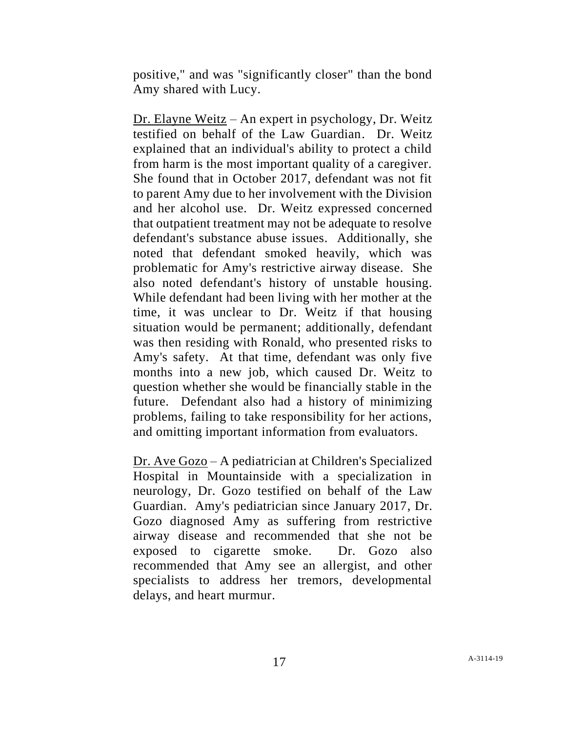positive," and was "significantly closer" than the bond Amy shared with Lucy.

Dr. Elayne Weitz – An expert in psychology, Dr. Weitz testified on behalf of the Law Guardian. Dr. Weitz explained that an individual's ability to protect a child from harm is the most important quality of a caregiver. She found that in October 2017, defendant was not fit to parent Amy due to her involvement with the Division and her alcohol use. Dr. Weitz expressed concerned that outpatient treatment may not be adequate to resolve defendant's substance abuse issues. Additionally, she noted that defendant smoked heavily, which was problematic for Amy's restrictive airway disease. She also noted defendant's history of unstable housing. While defendant had been living with her mother at the time, it was unclear to Dr. Weitz if that housing situation would be permanent; additionally, defendant was then residing with Ronald, who presented risks to Amy's safety. At that time, defendant was only five months into a new job, which caused Dr. Weitz to question whether she would be financially stable in the future. Defendant also had a history of minimizing problems, failing to take responsibility for her actions, and omitting important information from evaluators.

Dr. Ave Gozo – A pediatrician at Children's Specialized Hospital in Mountainside with a specialization in neurology, Dr. Gozo testified on behalf of the Law Guardian. Amy's pediatrician since January 2017, Dr. Gozo diagnosed Amy as suffering from restrictive airway disease and recommended that she not be exposed to cigarette smoke. Dr. Gozo also recommended that Amy see an allergist, and other specialists to address her tremors, developmental delays, and heart murmur.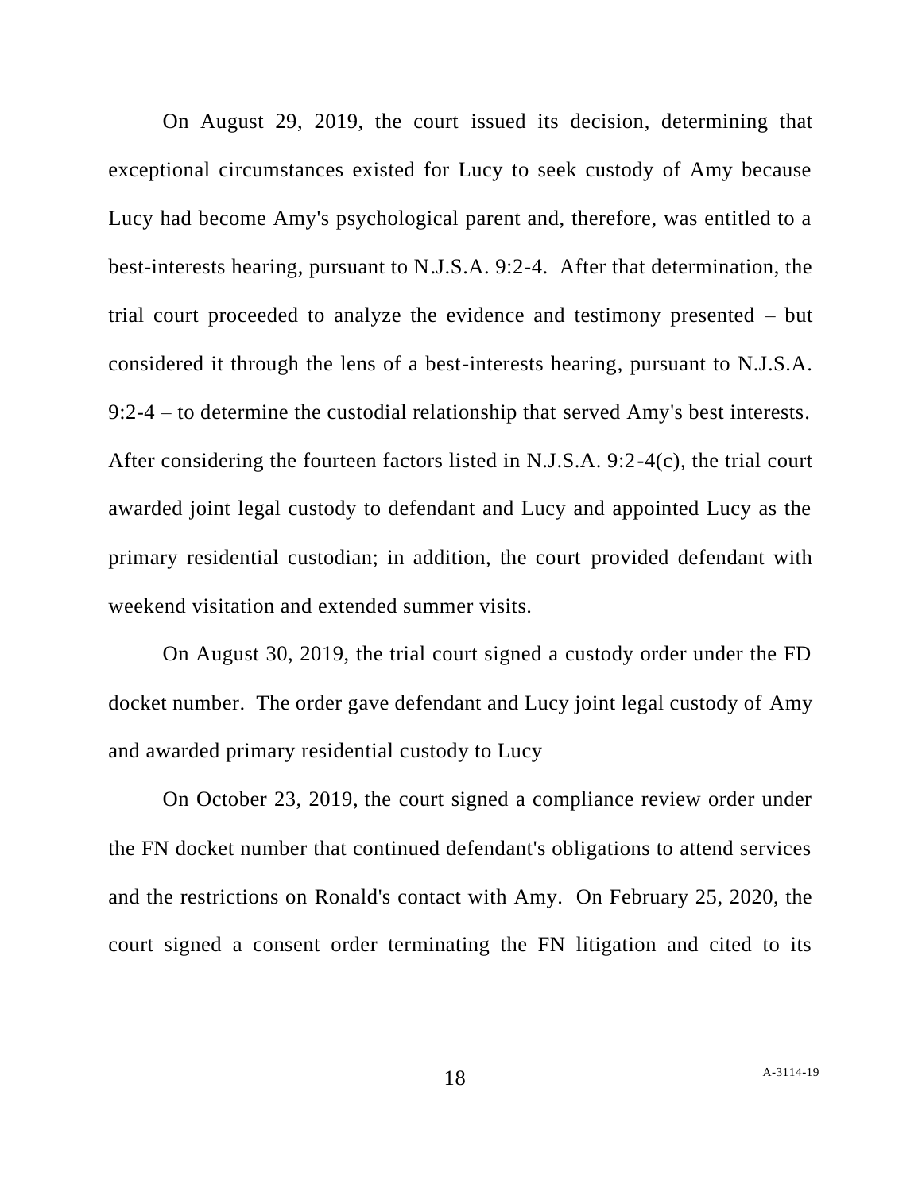On August 29, 2019, the court issued its decision, determining that exceptional circumstances existed for Lucy to seek custody of Amy because Lucy had become Amy's psychological parent and, therefore, was entitled to a best-interests hearing, pursuant to N.J.S.A. 9:2-4. After that determination, the trial court proceeded to analyze the evidence and testimony presented – but considered it through the lens of a best-interests hearing, pursuant to N.J.S.A. 9:2-4 – to determine the custodial relationship that served Amy's best interests. After considering the fourteen factors listed in N.J.S.A. 9:2-4(c), the trial court awarded joint legal custody to defendant and Lucy and appointed Lucy as the primary residential custodian; in addition, the court provided defendant with weekend visitation and extended summer visits.

On August 30, 2019, the trial court signed a custody order under the FD docket number. The order gave defendant and Lucy joint legal custody of Amy and awarded primary residential custody to Lucy

On October 23, 2019, the court signed a compliance review order under the FN docket number that continued defendant's obligations to attend services and the restrictions on Ronald's contact with Amy. On February 25, 2020, the court signed a consent order terminating the FN litigation and cited to its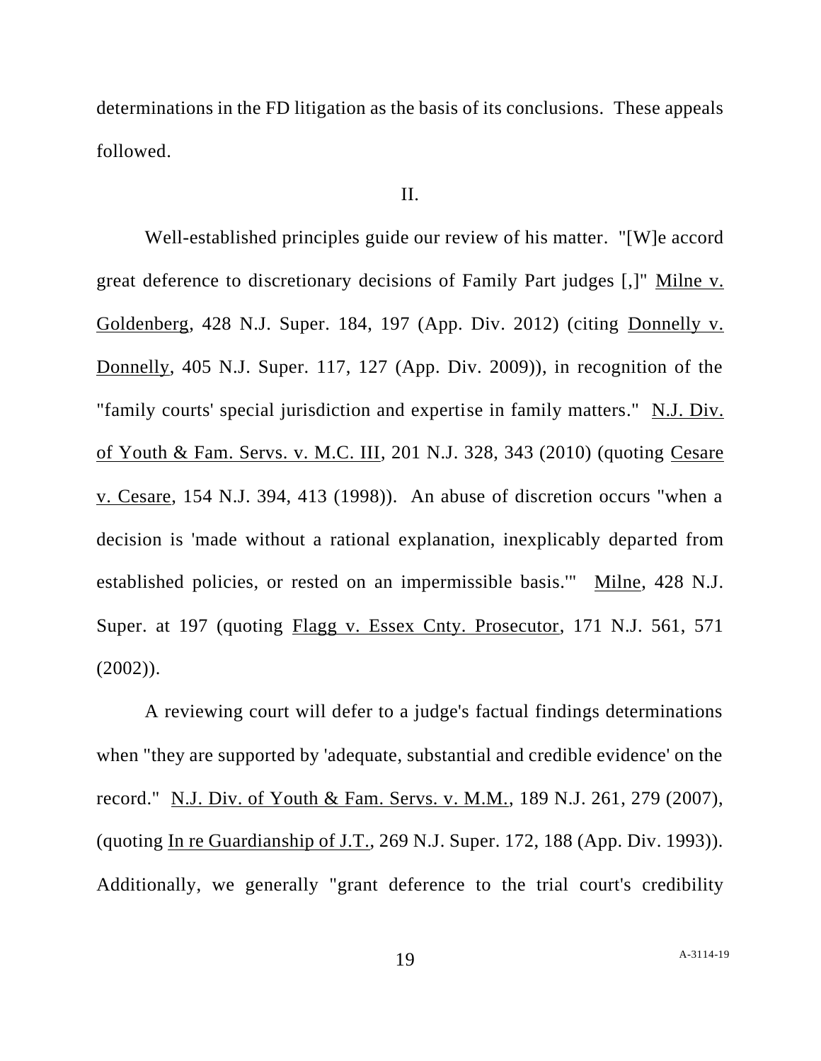determinations in the FD litigation as the basis of its conclusions. These appeals followed.

II.

Well-established principles guide our review of his matter. "[W]e accord great deference to discretionary decisions of Family Part judges [,]" Milne v. Goldenberg, 428 N.J. Super. 184, 197 (App. Div. 2012) (citing Donnelly v. Donnelly, 405 N.J. Super. 117, 127 (App. Div. 2009)), in recognition of the "family courts' special jurisdiction and expertise in family matters." N.J. Div. of Youth & Fam. Servs. v. M.C. III, 201 N.J. 328, 343 (2010) (quoting Cesare v. Cesare, 154 N.J. 394, 413 (1998)). An abuse of discretion occurs "when a decision is 'made without a rational explanation, inexplicably departed from established policies, or rested on an impermissible basis.'" Milne, 428 N.J. Super. at 197 (quoting Flagg v. Essex Cnty. Prosecutor, 171 N.J. 561, 571 (2002)).

A reviewing court will defer to a judge's factual findings determinations when "they are supported by 'adequate, substantial and credible evidence' on the record." N.J. Div. of Youth & Fam. Servs. v. M.M., 189 N.J. 261, 279 (2007), (quoting In re Guardianship of J.T., 269 N.J. Super. 172, 188 (App. Div. 1993)). Additionally, we generally "grant deference to the trial court's credibility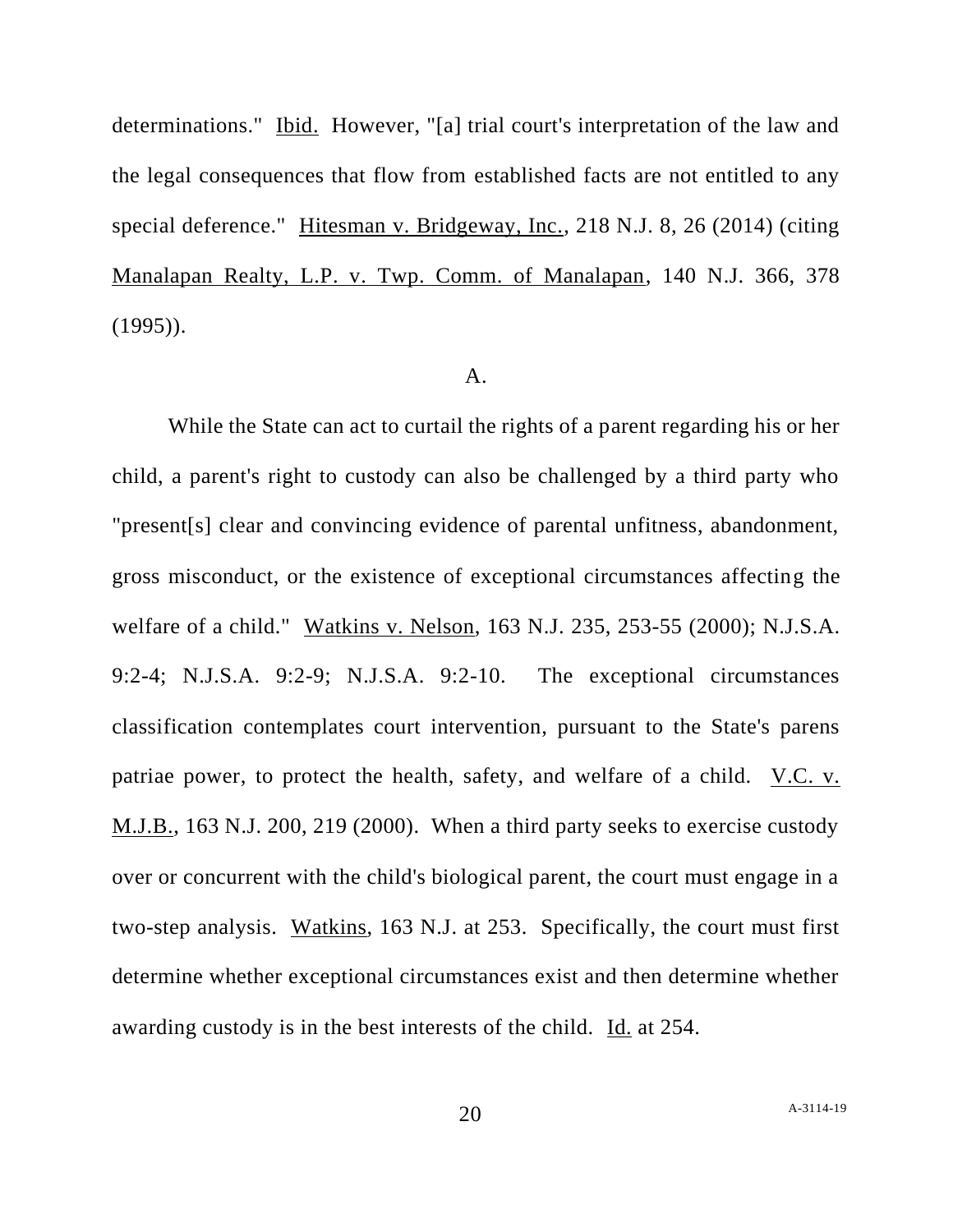determinations." Ibid. However, "[a] trial court's interpretation of the law and the legal consequences that flow from established facts are not entitled to any special deference." Hitesman v. Bridgeway, Inc., 218 N.J. 8, 26 (2014) (citing Manalapan Realty, L.P. v. Twp. Comm. of Manalapan, 140 N.J. 366, 378 (1995)).

A.

While the State can act to curtail the rights of a parent regarding his or her child, a parent's right to custody can also be challenged by a third party who "present[s] clear and convincing evidence of parental unfitness, abandonment, gross misconduct, or the existence of exceptional circumstances affecting the welfare of a child." Watkins v. Nelson, 163 N.J. 235, 253-55 (2000); N.J.S.A. 9:2-4; N.J.S.A. 9:2-9; N.J.S.A. 9:2-10. The exceptional circumstances classification contemplates court intervention, pursuant to the State's parens patriae power, to protect the health, safety, and welfare of a child. V.C. v. M.J.B., 163 N.J. 200, 219 (2000). When a third party seeks to exercise custody over or concurrent with the child's biological parent, the court must engage in a two-step analysis. Watkins, 163 N.J. at 253. Specifically, the court must first determine whether exceptional circumstances exist and then determine whether awarding custody is in the best interests of the child. Id. at 254.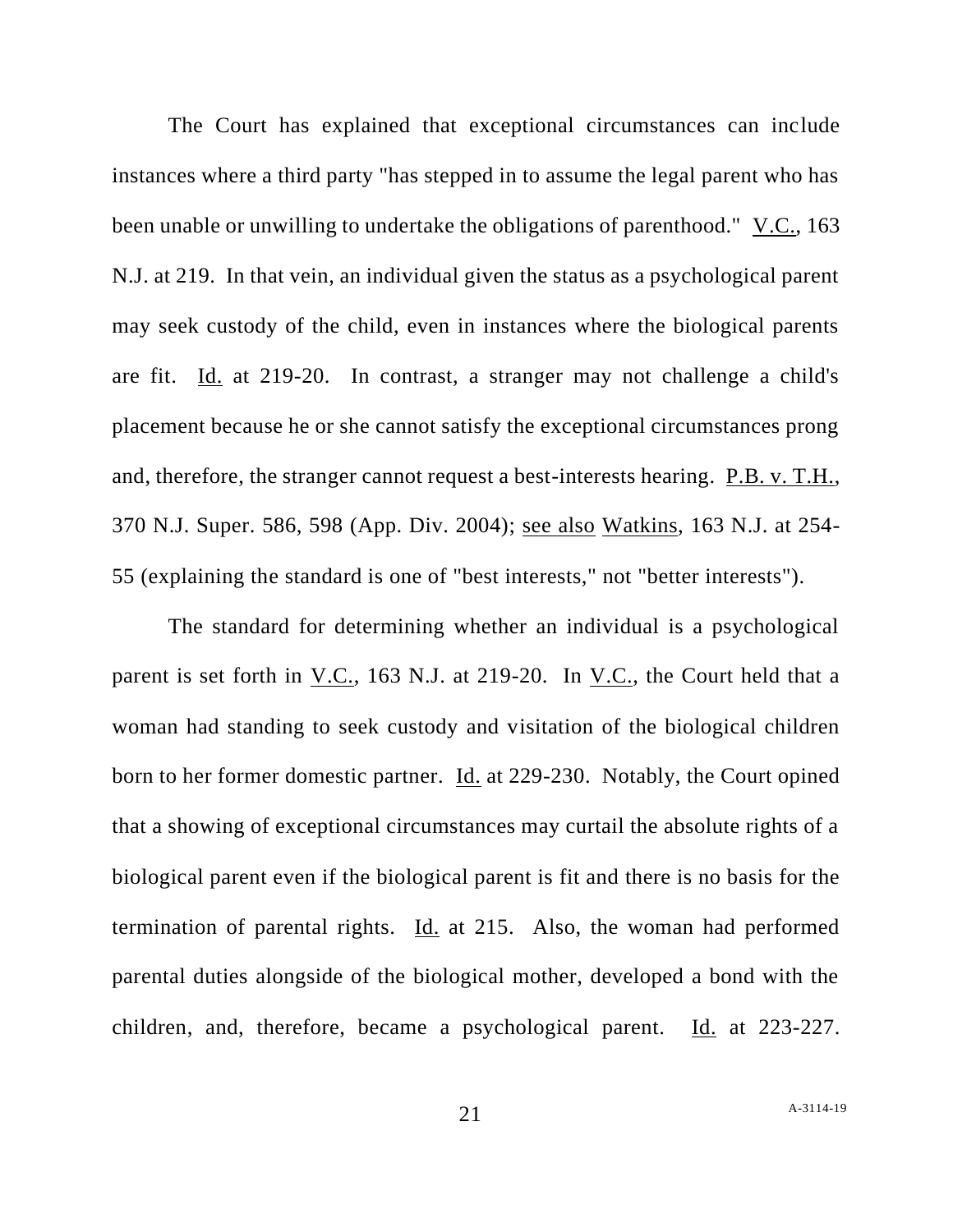The Court has explained that exceptional circumstances can include instances where a third party "has stepped in to assume the legal parent who has been unable or unwilling to undertake the obligations of parenthood." V.C., 163 N.J. at 219. In that vein, an individual given the status as a psychological parent may seek custody of the child, even in instances where the biological parents are fit. Id. at 219-20. In contrast, a stranger may not challenge a child's placement because he or she cannot satisfy the exceptional circumstances prong and, therefore, the stranger cannot request a best-interests hearing. P.B. v. T.H., 370 N.J. Super. 586, 598 (App. Div. 2004); see also Watkins, 163 N.J. at 254-55 (explaining the standard is one of "best interests," not "better interests").

The standard for determining whether an individual is a psychological parent is set forth in V.C., 163 N.J. at 219-20. In V.C., the Court held that a woman had standing to seek custody and visitation of the biological children born to her former domestic partner. Id. at 229-230. Notably, the Court opined that a showing of exceptional circumstances may curtail the absolute rights of a biological parent even if the biological parent is fit and there is no basis for the termination of parental rights. Id. at 215. Also, the woman had performed parental duties alongside of the biological mother, developed a bond with the children, and, therefore, became a psychological parent. Id. at 223-227.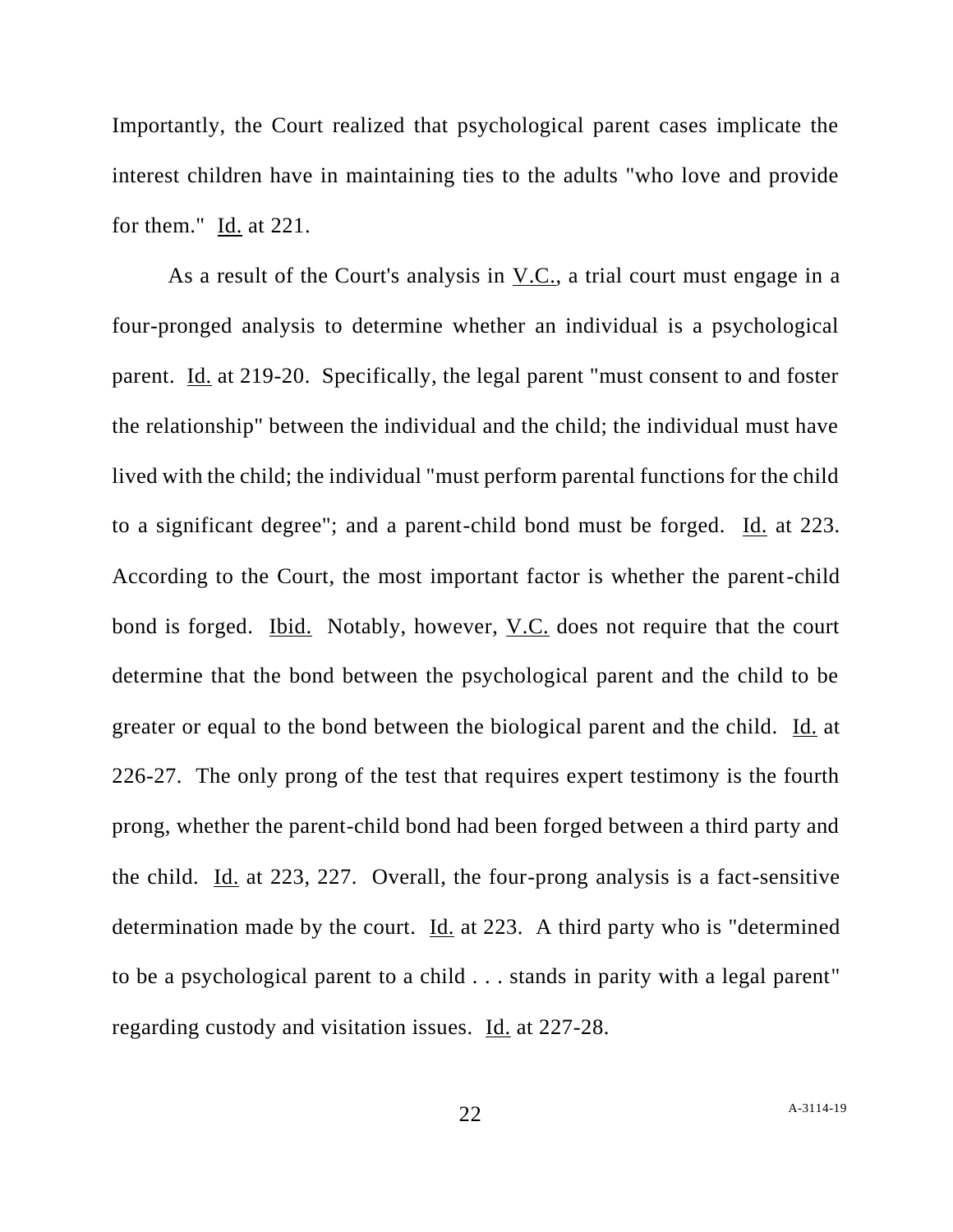Importantly, the Court realized that psychological parent cases implicate the interest children have in maintaining ties to the adults "who love and provide for them." Id. at 221.

As a result of the Court's analysis in V.C., a trial court must engage in a four-pronged analysis to determine whether an individual is a psychological parent. Id. at 219-20. Specifically, the legal parent "must consent to and foster the relationship" between the individual and the child; the individual must have lived with the child; the individual "must perform parental functions for the child to a significant degree"; and a parent-child bond must be forged. Id. at 223. According to the Court, the most important factor is whether the parent-child bond is forged. Ibid. Notably, however, V.C. does not require that the court determine that the bond between the psychological parent and the child to be greater or equal to the bond between the biological parent and the child. Id. at 226-27. The only prong of the test that requires expert testimony is the fourth prong, whether the parent-child bond had been forged between a third party and the child. Id. at 223, 227. Overall, the four-prong analysis is a fact-sensitive determination made by the court. Id. at 223. A third party who is "determined to be a psychological parent to a child . . . stands in parity with a legal parent" regarding custody and visitation issues. Id. at 227-28.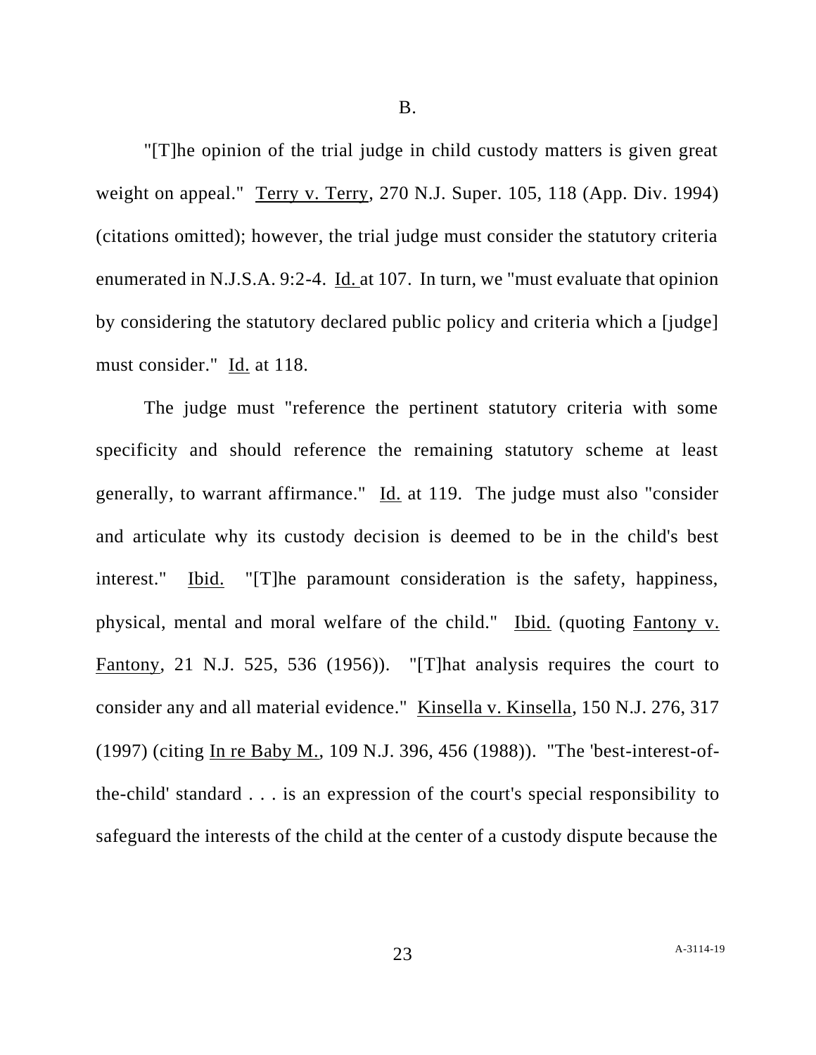B.

"[T]he opinion of the trial judge in child custody matters is given great weight on appeal." Terry v. Terry, 270 N.J. Super. 105, 118 (App. Div. 1994) (citations omitted); however, the trial judge must consider the statutory criteria enumerated in N.J.S.A. 9:2-4. Id. at 107. In turn, we "must evaluate that opinion by considering the statutory declared public policy and criteria which a [judge] must consider." Id. at 118.

The judge must "reference the pertinent statutory criteria with some specificity and should reference the remaining statutory scheme at least generally, to warrant affirmance." Id. at 119. The judge must also "consider and articulate why its custody decision is deemed to be in the child's best interest." Ibid. "[T]he paramount consideration is the safety, happiness, physical, mental and moral welfare of the child." Ibid. (quoting Fantony v. Fantony, 21 N.J. 525, 536 (1956)). "[T]hat analysis requires the court to consider any and all material evidence." Kinsella v. Kinsella, 150 N.J. 276, 317 (1997) (citing In re Baby M., 109 N.J. 396, 456 (1988)). "The 'best-interest-of-the-child' standard . . . is an expression of the court's special responsibility to safeguard the interests of the child at the center of a custody dispute because the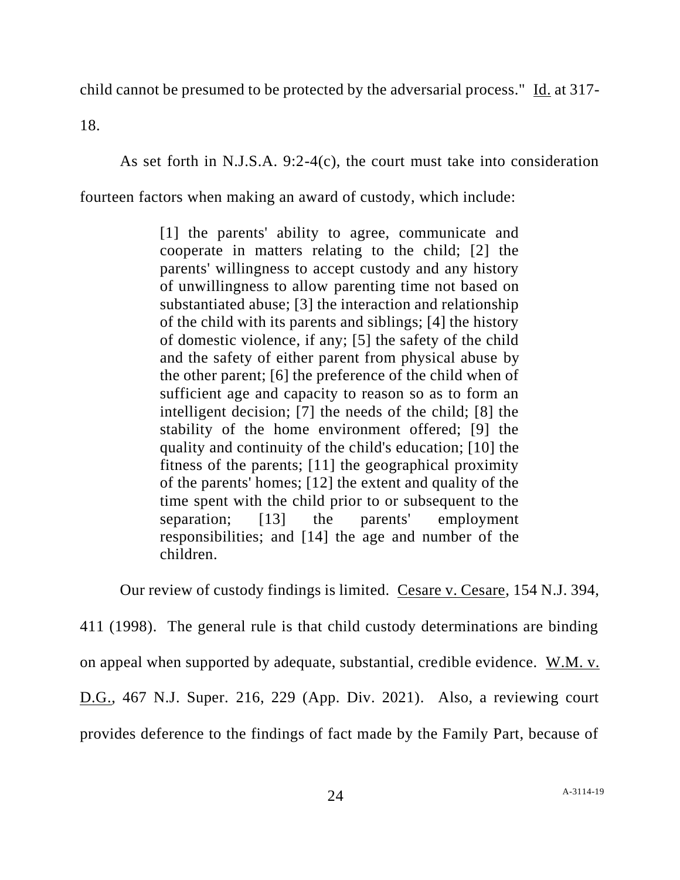child cannot be presumed to be protected by the adversarial process." Id. at 317-18.

As set forth in N.J.S.A. 9:2-4(c), the court must take into consideration fourteen factors when making an award of custody, which include:

> [1] the parents' ability to agree, communicate and cooperate in matters relating to the child; [2] the parents' willingness to accept custody and any history of unwillingness to allow parenting time not based on substantiated abuse; [3] the interaction and relationship of the child with its parents and siblings; [4] the history of domestic violence, if any; [5] the safety of the child and the safety of either parent from physical abuse by the other parent; [6] the preference of the child when of sufficient age and capacity to reason so as to form an intelligent decision; [7] the needs of the child; [8] the stability of the home environment offered; [9] the quality and continuity of the child's education; [10] the fitness of the parents; [11] the geographical proximity of the parents' homes; [12] the extent and quality of the time spent with the child prior to or subsequent to the separation; [13] the parents' employment responsibilities; and [14] the age and number of the children.

Our review of custody findings is limited. Cesare v. Cesare, 154 N.J. 394, 411 (1998). The general rule is that child custody determinations are binding on appeal when supported by adequate, substantial, credible evidence. W.M. v. D.G., 467 N.J. Super. 216, 229 (App. Div. 2021). Also, a reviewing court provides deference to the findings of fact made by the Family Part, because of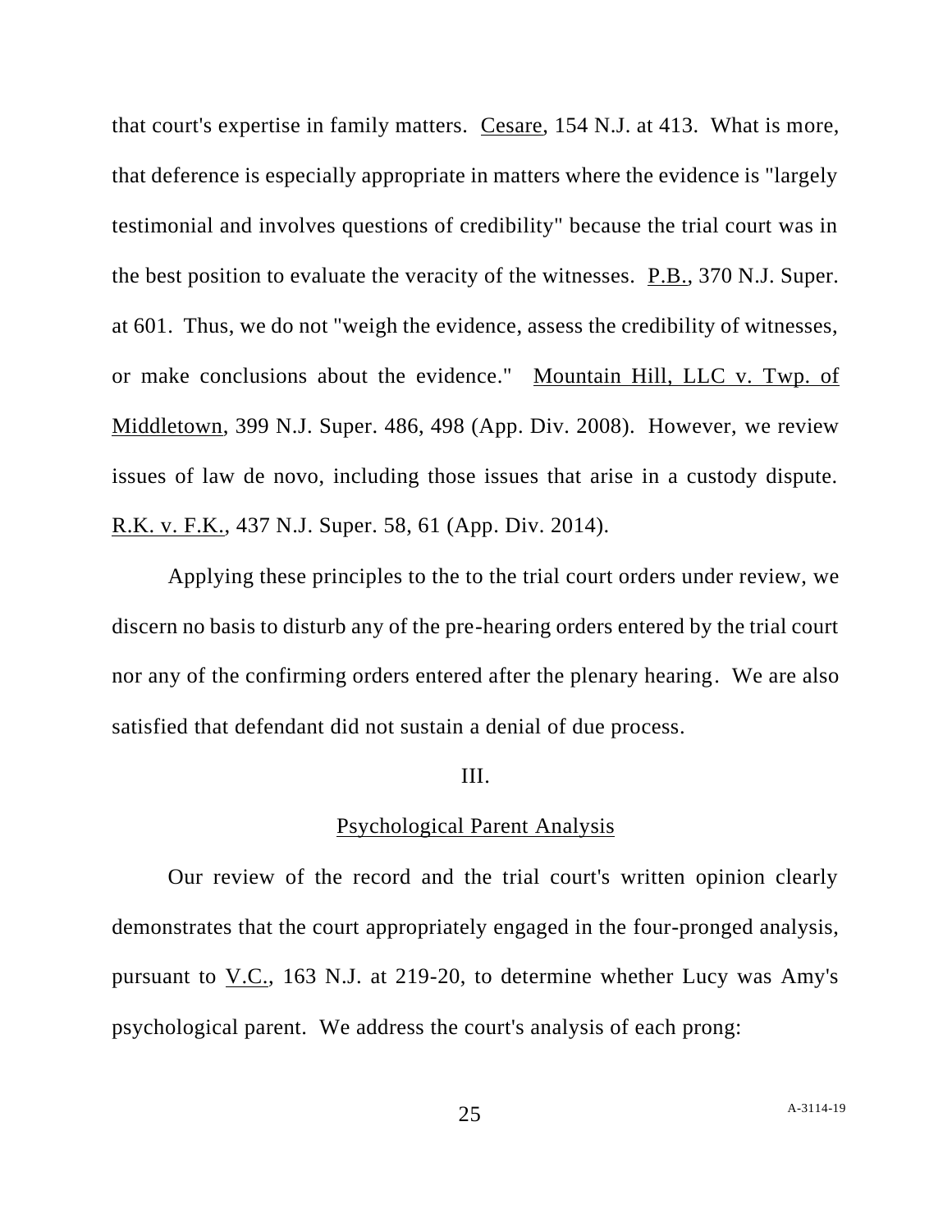that court's expertise in family matters. Cesare, 154 N.J. at 413. What is more, that deference is especially appropriate in matters where the evidence is "largely testimonial and involves questions of credibility" because the trial court was in the best position to evaluate the veracity of the witnesses. P.B., 370 N.J. Super. at 601. Thus, we do not "weigh the evidence, assess the credibility of witnesses, or make conclusions about the evidence." Mountain Hill, LLC v. Twp. of Middletown, 399 N.J. Super. 486, 498 (App. Div. 2008). However, we review issues of law de novo, including those issues that arise in a custody dispute. R.K. v. F.K., 437 N.J. Super. 58, 61 (App. Div. 2014).

Applying these principles to the to the trial court orders under review, we discern no basis to disturb any of the pre-hearing orders entered by the trial court nor any of the confirming orders entered after the plenary hearing. We are also satisfied that defendant did not sustain a denial of due process.

## III.

## Psychological Parent Analysis

Our review of the record and the trial court's written opinion clearly demonstrates that the court appropriately engaged in the four-pronged analysis, pursuant to V.C., 163 N.J. at 219-20, to determine whether Lucy was Amy's psychological parent. We address the court's analysis of each prong: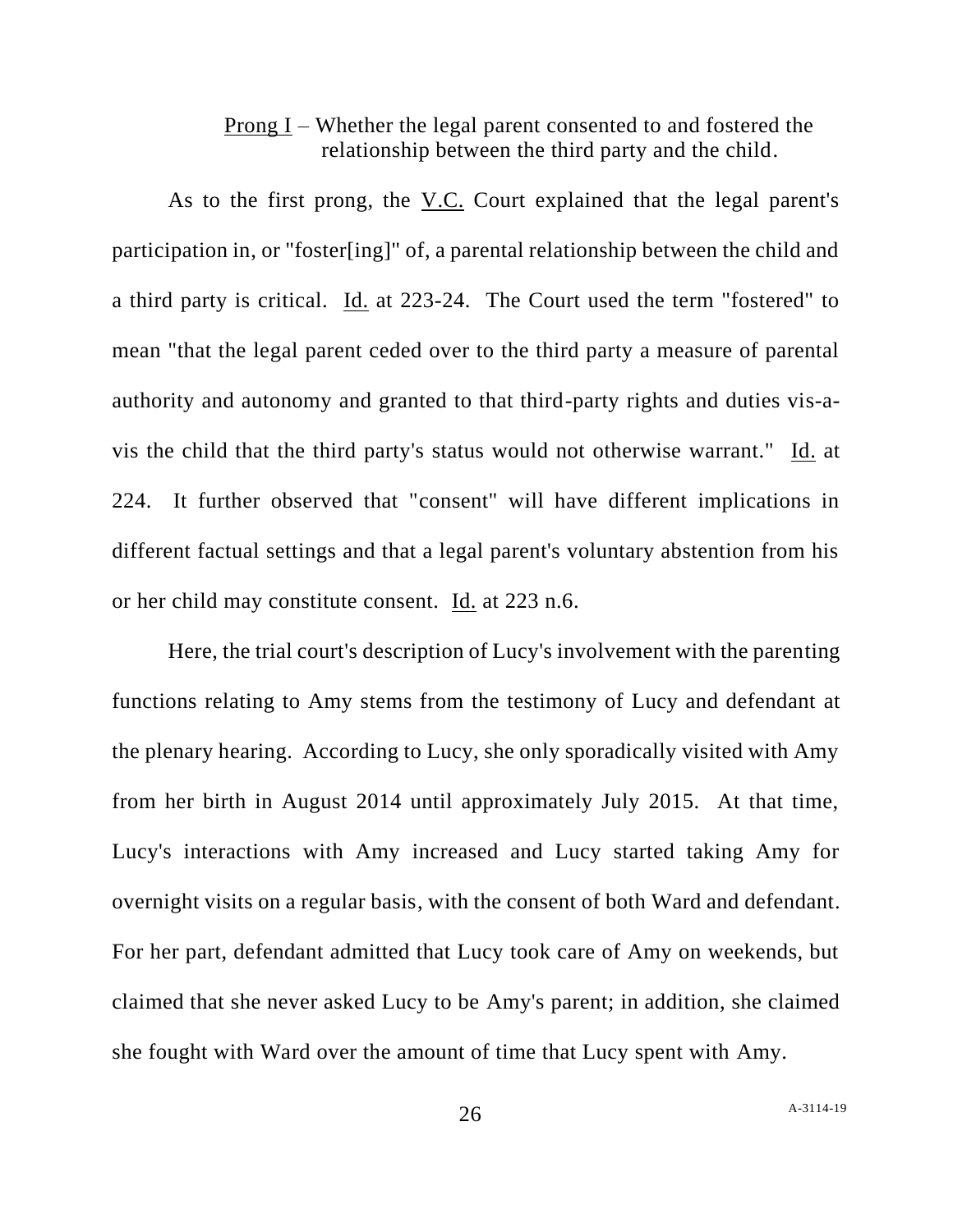Prong I – Whether the legal parent consented to and fostered the relationship between the third party and the child.

As to the first prong, the V.C. Court explained that the legal parent's participation in, or "foster[ing]" of, a parental relationship between the child and a third party is critical. Id. at 223-24. The Court used the term "fostered" to mean "that the legal parent ceded over to the third party a measure of parental authority and autonomy and granted to that third-party rights and duties vis-a-vis the child that the third party's status would not otherwise warrant." Id. at 224. It further observed that "consent" will have different implications in different factual settings and that a legal parent's voluntary abstention from his or her child may constitute consent. Id. at 223 n.6.

Here, the trial court's description of Lucy's involvement with the parenting functions relating to Amy stems from the testimony of Lucy and defendant at the plenary hearing. According to Lucy, she only sporadically visited with Amy from her birth in August 2014 until approximately July 2015. At that time, Lucy's interactions with Amy increased and Lucy started taking Amy for overnight visits on a regular basis, with the consent of both Ward and defendant. For her part, defendant admitted that Lucy took care of Amy on weekends, but claimed that she never asked Lucy to be Amy's parent; in addition, she claimed she fought with Ward over the amount of time that Lucy spent with Amy.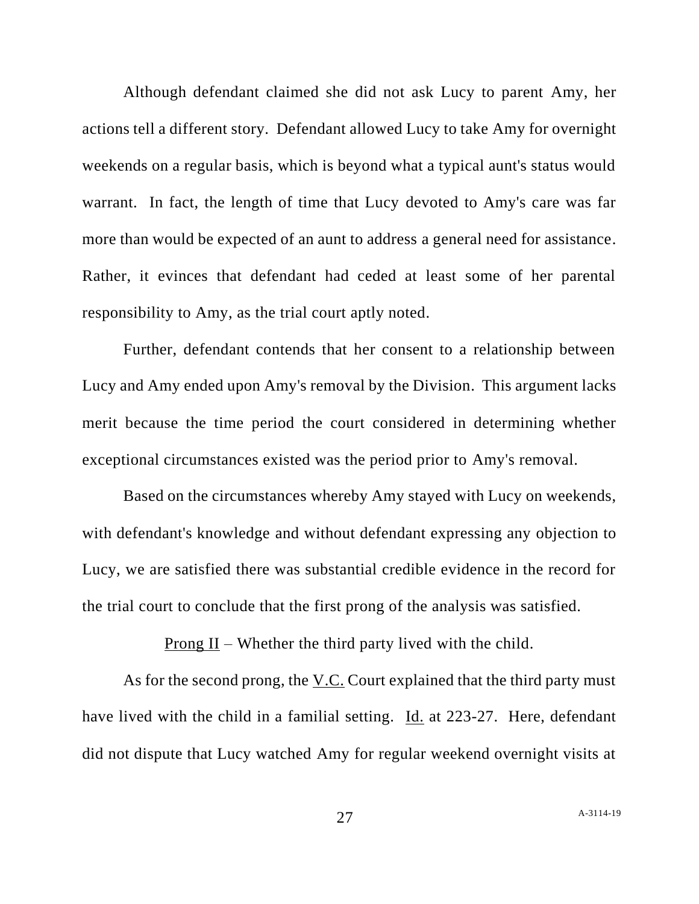Although defendant claimed she did not ask Lucy to parent Amy, her actions tell a different story. Defendant allowed Lucy to take Amy for overnight weekends on a regular basis, which is beyond what a typical aunt's status would warrant. In fact, the length of time that Lucy devoted to Amy's care was far more than would be expected of an aunt to address a general need for assistance. Rather, it evinces that defendant had ceded at least some of her parental responsibility to Amy, as the trial court aptly noted.

Further, defendant contends that her consent to a relationship between Lucy and Amy ended upon Amy's removal by the Division. This argument lacks merit because the time period the court considered in determining whether exceptional circumstances existed was the period prior to Amy's removal.

Based on the circumstances whereby Amy stayed with Lucy on weekends, with defendant's knowledge and without defendant expressing any objection to Lucy, we are satisfied there was substantial credible evidence in the record for the trial court to conclude that the first prong of the analysis was satisfied.

<u>Prong II</u> – Whether the third party lived with the child.

As for the second prong, the <u>V.C.</u> Court explained that the third party must have lived with the child in a familial setting. <u>Id.</u> at 223-27. Here, defendant did not dispute that Lucy watched Amy for regular weekend overnight visits at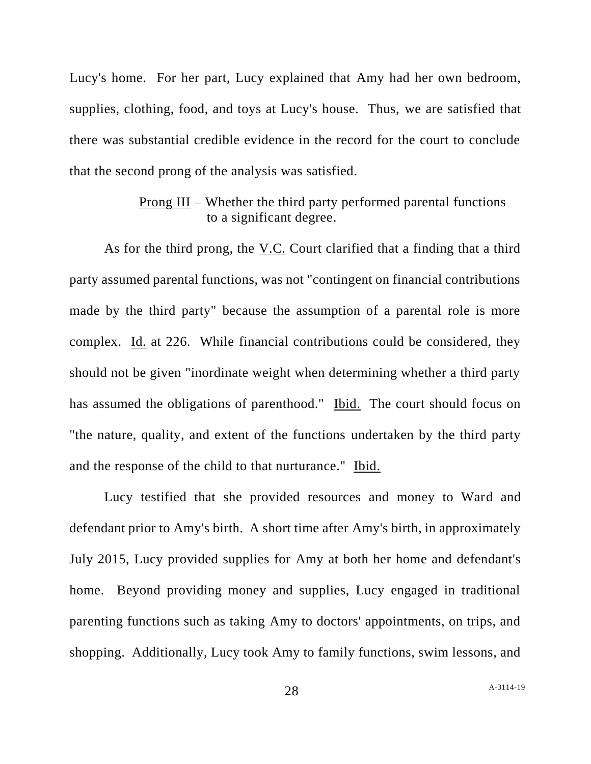Lucy's home. For her part, Lucy explained that Amy had her own bedroom, supplies, clothing, food, and toys at Lucy's house. Thus, we are satisfied that there was substantial credible evidence in the record for the court to conclude that the second prong of the analysis was satisfied.

Prong III – Whether the third party performed parental functions to a significant degree.

As for the third prong, the V.C. Court clarified that a finding that a third party assumed parental functions, was not "contingent on financial contributions made by the third party" because the assumption of a parental role is more complex. Id. at 226. While financial contributions could be considered, they should not be given "inordinate weight when determining whether a third party has assumed the obligations of parenthood." Ibid. The court should focus on "the nature, quality, and extent of the functions undertaken by the third party and the response of the child to that nurturance." Ibid.

Lucy testified that she provided resources and money to Ward and defendant prior to Amy's birth. A short time after Amy's birth, in approximately July 2015, Lucy provided supplies for Amy at both her home and defendant's home. Beyond providing money and supplies, Lucy engaged in traditional parenting functions such as taking Amy to doctors' appointments, on trips, and shopping. Additionally, Lucy took Amy to family functions, swim lessons, and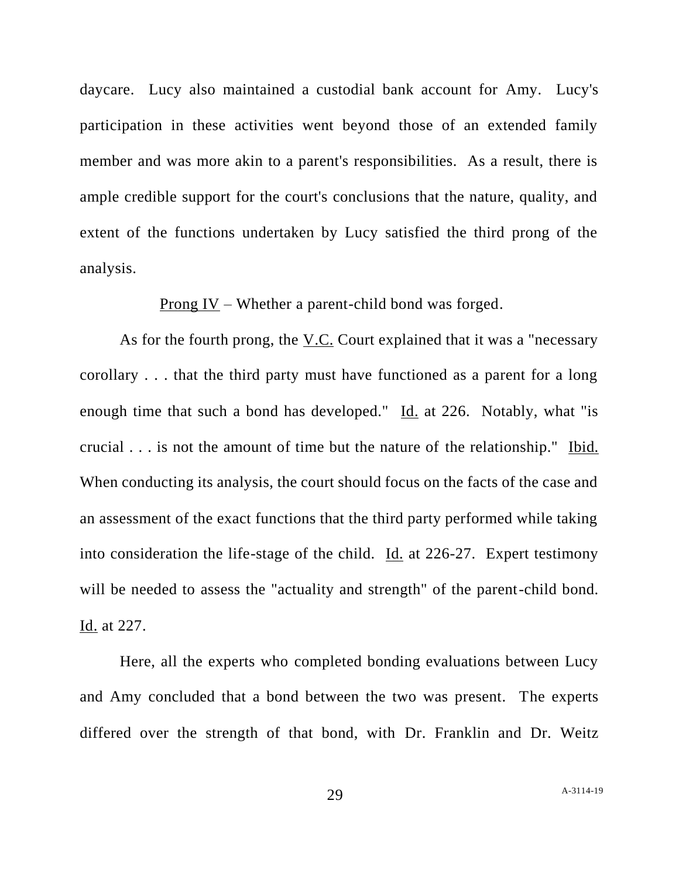daycare. Lucy also maintained a custodial bank account for Amy. Lucy's participation in these activities went beyond those of an extended family member and was more akin to a parent's responsibilities. As a result, there is ample credible support for the court's conclusions that the nature, quality, and extent of the functions undertaken by Lucy satisfied the third prong of the analysis.

<u>Prong IV</u> – Whether a parent-child bond was forged.

As for the fourth prong, the <u>V.C.</u> Court explained that it was a "necessary corollary . . . that the third party must have functioned as a parent for a long enough time that such a bond has developed." <u>Id.</u> at 226. Notably, what "is crucial . . . is not the amount of time but the nature of the relationship." <u>Ibid.</u> When conducting its analysis, the court should focus on the facts of the case and an assessment of the exact functions that the third party performed while taking into consideration the life-stage of the child. <u>Id.</u> at 226-27. Expert testimony will be needed to assess the "actuality and strength" of the parent-child bond. <u>Id.</u> at 227.

Here, all the experts who completed bonding evaluations between Lucy and Amy concluded that a bond between the two was present. The experts differed over the strength of that bond, with Dr. Franklin and Dr. Weitz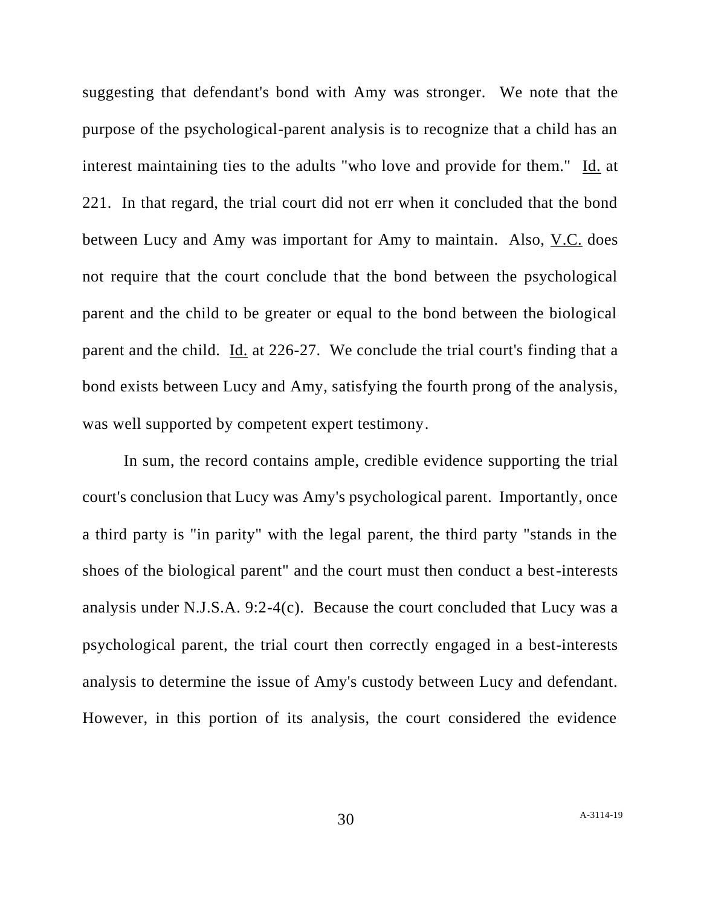suggesting that defendant's bond with Amy was stronger. We note that the purpose of the psychological-parent analysis is to recognize that a child has an interest maintaining ties to the adults "who love and provide for them." Id. at 221. In that regard, the trial court did not err when it concluded that the bond between Lucy and Amy was important for Amy to maintain. Also, V.C. does not require that the court conclude that the bond between the psychological parent and the child to be greater or equal to the bond between the biological parent and the child. Id. at 226-27. We conclude the trial court's finding that a bond exists between Lucy and Amy, satisfying the fourth prong of the analysis, was well supported by competent expert testimony.

In sum, the record contains ample, credible evidence supporting the trial court's conclusion that Lucy was Amy's psychological parent. Importantly, once a third party is "in parity" with the legal parent, the third party "stands in the shoes of the biological parent" and the court must then conduct a best-interests analysis under N.J.S.A. 9:2-4(c). Because the court concluded that Lucy was a psychological parent, the trial court then correctly engaged in a best-interests analysis to determine the issue of Amy's custody between Lucy and defendant. However, in this portion of its analysis, the court considered the evidence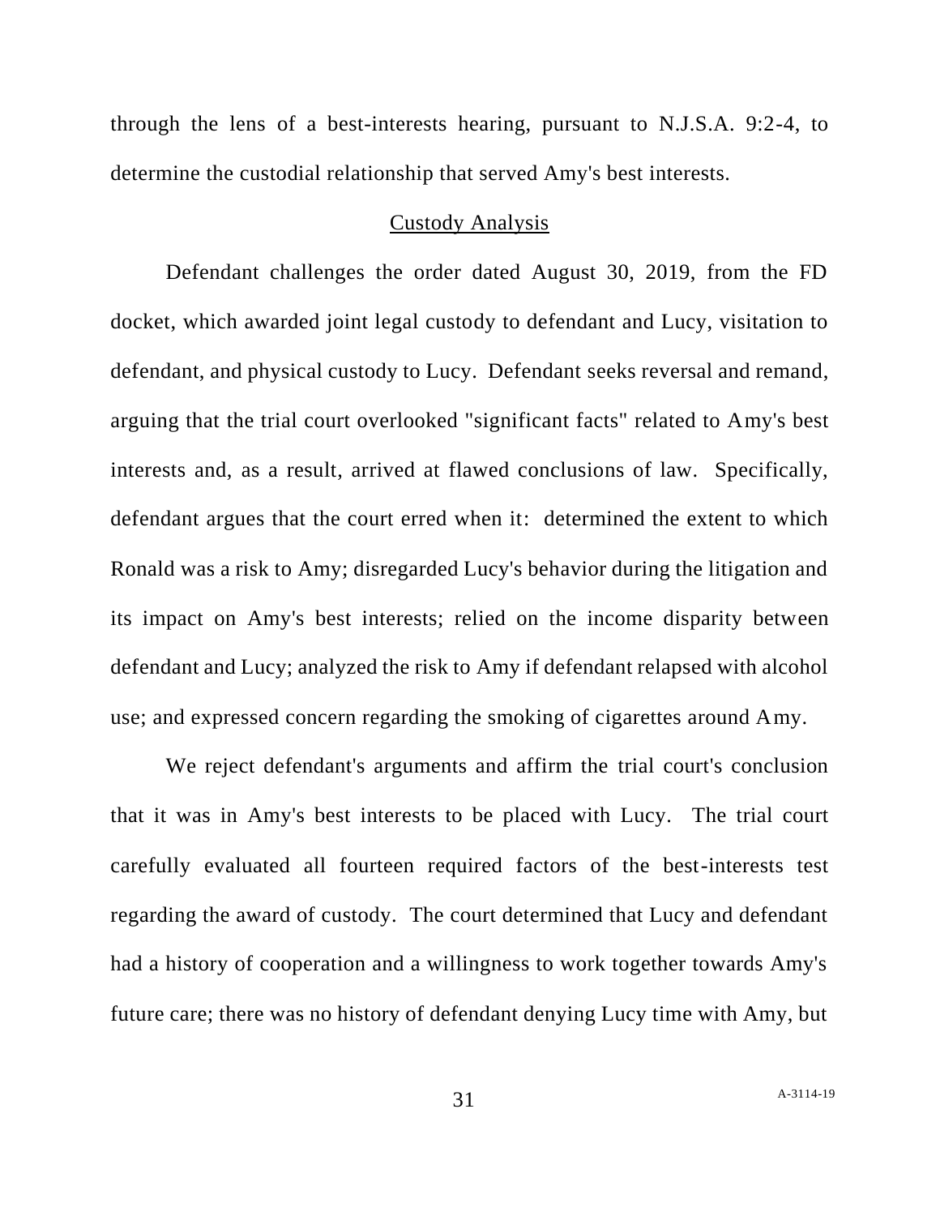through the lens of a best-interests hearing, pursuant to N.J.S.A. 9:2-4, to determine the custodial relationship that served Amy's best interests.

<u>Custody Analysis</u>

Defendant challenges the order dated August 30, 2019, from the FD docket, which awarded joint legal custody to defendant and Lucy, visitation to defendant, and physical custody to Lucy. Defendant seeks reversal and remand, arguing that the trial court overlooked "significant facts" related to Amy's best interests and, as a result, arrived at flawed conclusions of law. Specifically, defendant argues that the court erred when it: determined the extent to which Ronald was a risk to Amy; disregarded Lucy's behavior during the litigation and its impact on Amy's best interests; relied on the income disparity between defendant and Lucy; analyzed the risk to Amy if defendant relapsed with alcohol use; and expressed concern regarding the smoking of cigarettes around Amy.

We reject defendant's arguments and affirm the trial court's conclusion that it was in Amy's best interests to be placed with Lucy. The trial court carefully evaluated all fourteen required factors of the best-interests test regarding the award of custody. The court determined that Lucy and defendant had a history of cooperation and a willingness to work together towards Amy's future care; there was no history of defendant denying Lucy time with Amy, but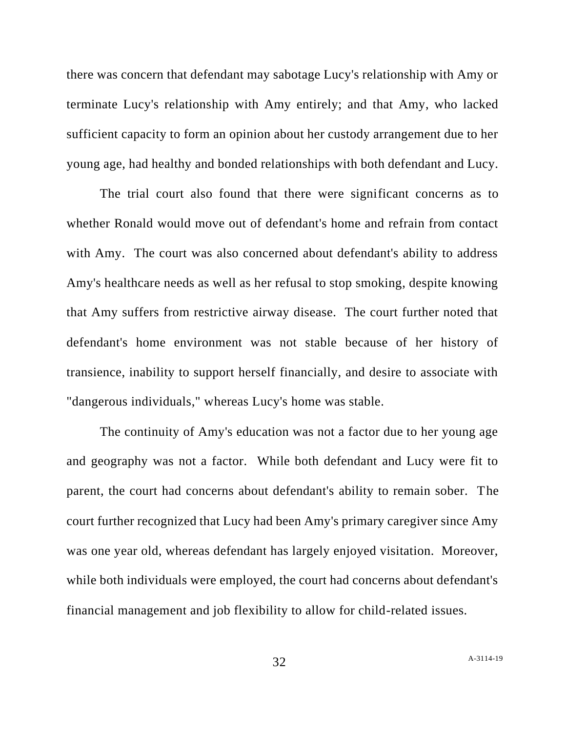there was concern that defendant may sabotage Lucy's relationship with Amy or terminate Lucy's relationship with Amy entirely; and that Amy, who lacked sufficient capacity to form an opinion about her custody arrangement due to her young age, had healthy and bonded relationships with both defendant and Lucy.

The trial court also found that there were significant concerns as to whether Ronald would move out of defendant's home and refrain from contact with Amy. The court was also concerned about defendant's ability to address Amy's healthcare needs as well as her refusal to stop smoking, despite knowing that Amy suffers from restrictive airway disease. The court further noted that defendant's home environment was not stable because of her history of transience, inability to support herself financially, and desire to associate with "dangerous individuals," whereas Lucy's home was stable.

The continuity of Amy's education was not a factor due to her young age and geography was not a factor. While both defendant and Lucy were fit to parent, the court had concerns about defendant's ability to remain sober. The court further recognized that Lucy had been Amy's primary caregiver since Amy was one year old, whereas defendant has largely enjoyed visitation. Moreover, while both individuals were employed, the court had concerns about defendant's financial management and job flexibility to allow for child-related issues.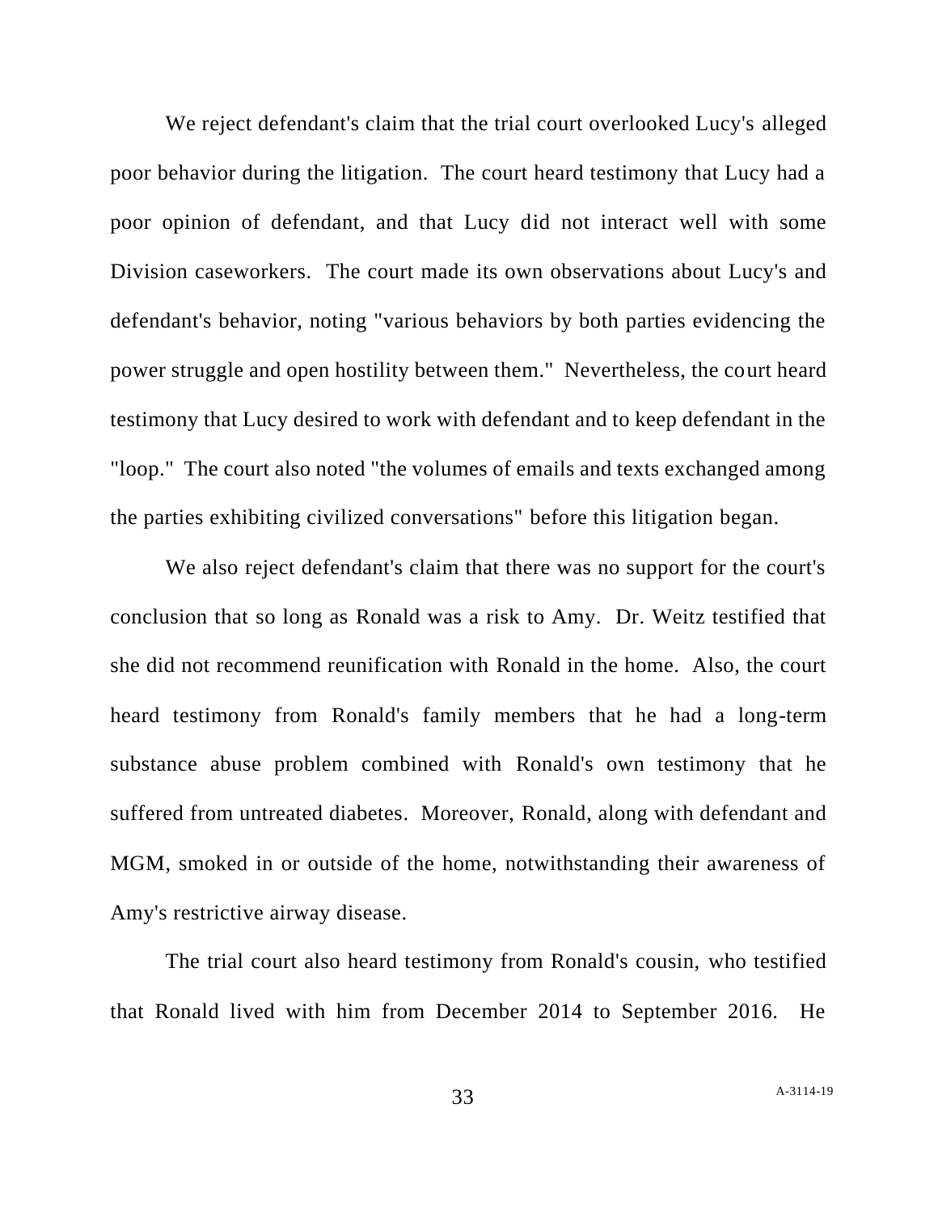We reject defendant's claim that the trial court overlooked Lucy's alleged poor behavior during the litigation. The court heard testimony that Lucy had a poor opinion of defendant, and that Lucy did not interact well with some Division caseworkers. The court made its own observations about Lucy's and defendant's behavior, noting "various behaviors by both parties evidencing the power struggle and open hostility between them." Nevertheless, the court heard testimony that Lucy desired to work with defendant and to keep defendant in the "loop." The court also noted "the volumes of emails and texts exchanged among the parties exhibiting civilized conversations" before this litigation began.

We also reject defendant's claim that there was no support for the court's conclusion that so long as Ronald was a risk to Amy. Dr. Weitz testified that she did not recommend reunification with Ronald in the home. Also, the court heard testimony from Ronald's family members that he had a long-term substance abuse problem combined with Ronald's own testimony that he suffered from untreated diabetes. Moreover, Ronald, along with defendant and MGM, smoked in or outside of the home, notwithstanding their awareness of Amy's restrictive airway disease.

The trial court also heard testimony from Ronald's cousin, who testified that Ronald lived with him from December 2014 to September 2016. He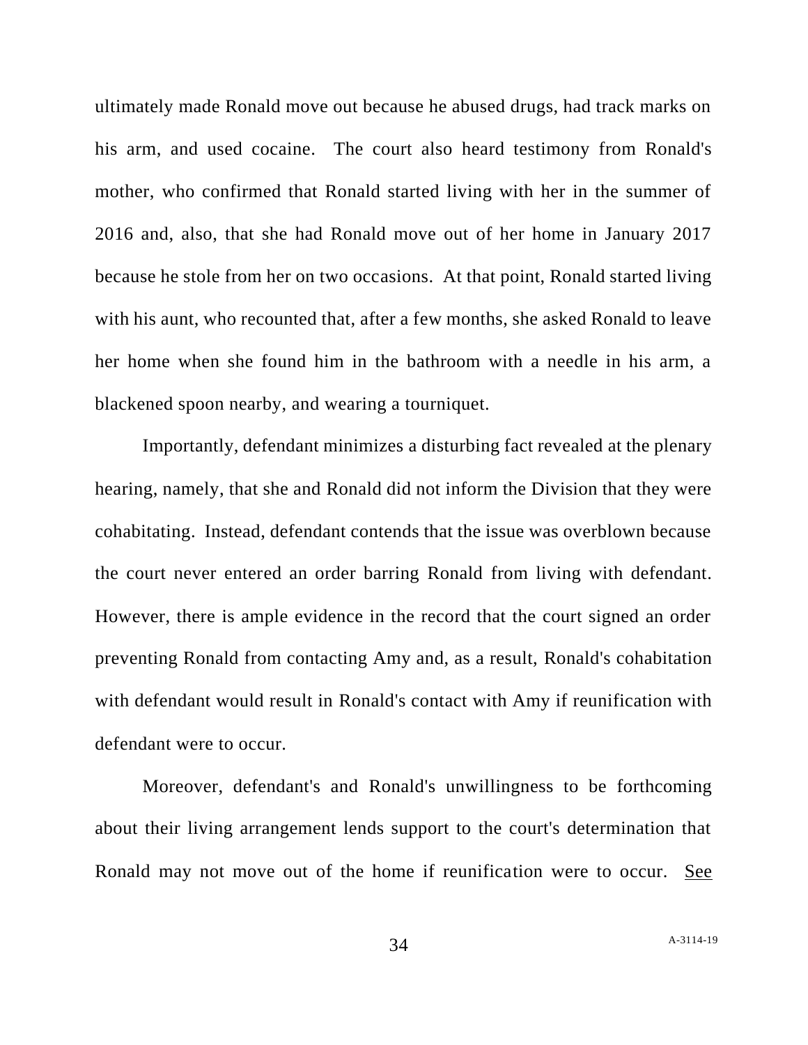ultimately made Ronald move out because he abused drugs, had track marks on his arm, and used cocaine. The court also heard testimony from Ronald's mother, who confirmed that Ronald started living with her in the summer of 2016 and, also, that she had Ronald move out of her home in January 2017 because he stole from her on two occasions. At that point, Ronald started living with his aunt, who recounted that, after a few months, she asked Ronald to leave her home when she found him in the bathroom with a needle in his arm, a blackened spoon nearby, and wearing a tourniquet.

Importantly, defendant minimizes a disturbing fact revealed at the plenary hearing, namely, that she and Ronald did not inform the Division that they were cohabitating. Instead, defendant contends that the issue was overblown because the court never entered an order barring Ronald from living with defendant. However, there is ample evidence in the record that the court signed an order preventing Ronald from contacting Amy and, as a result, Ronald's cohabitation with defendant would result in Ronald's contact with Amy if reunification with defendant were to occur.

Moreover, defendant's and Ronald's unwillingness to be forthcoming about their living arrangement lends support to the court's determination that Ronald may not move out of the home if reunification were to occur. See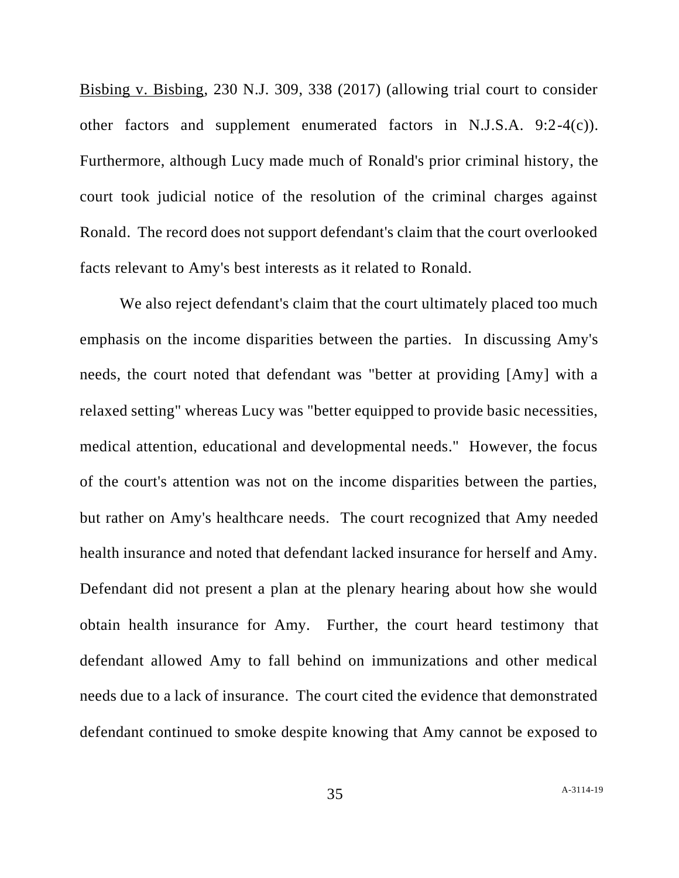Bisbing v. Bisbing, 230 N.J. 309, 338 (2017) (allowing trial court to consider other factors and supplement enumerated factors in N.J.S.A. 9:2-4(c)). Furthermore, although Lucy made much of Ronald's prior criminal history, the court took judicial notice of the resolution of the criminal charges against Ronald. The record does not support defendant's claim that the court overlooked facts relevant to Amy's best interests as it related to Ronald.

We also reject defendant's claim that the court ultimately placed too much emphasis on the income disparities between the parties. In discussing Amy's needs, the court noted that defendant was "better at providing [Amy] with a relaxed setting" whereas Lucy was "better equipped to provide basic necessities, medical attention, educational and developmental needs." However, the focus of the court's attention was not on the income disparities between the parties, but rather on Amy's healthcare needs. The court recognized that Amy needed health insurance and noted that defendant lacked insurance for herself and Amy. Defendant did not present a plan at the plenary hearing about how she would obtain health insurance for Amy. Further, the court heard testimony that defendant allowed Amy to fall behind on immunizations and other medical needs due to a lack of insurance. The court cited the evidence that demonstrated defendant continued to smoke despite knowing that Amy cannot be exposed to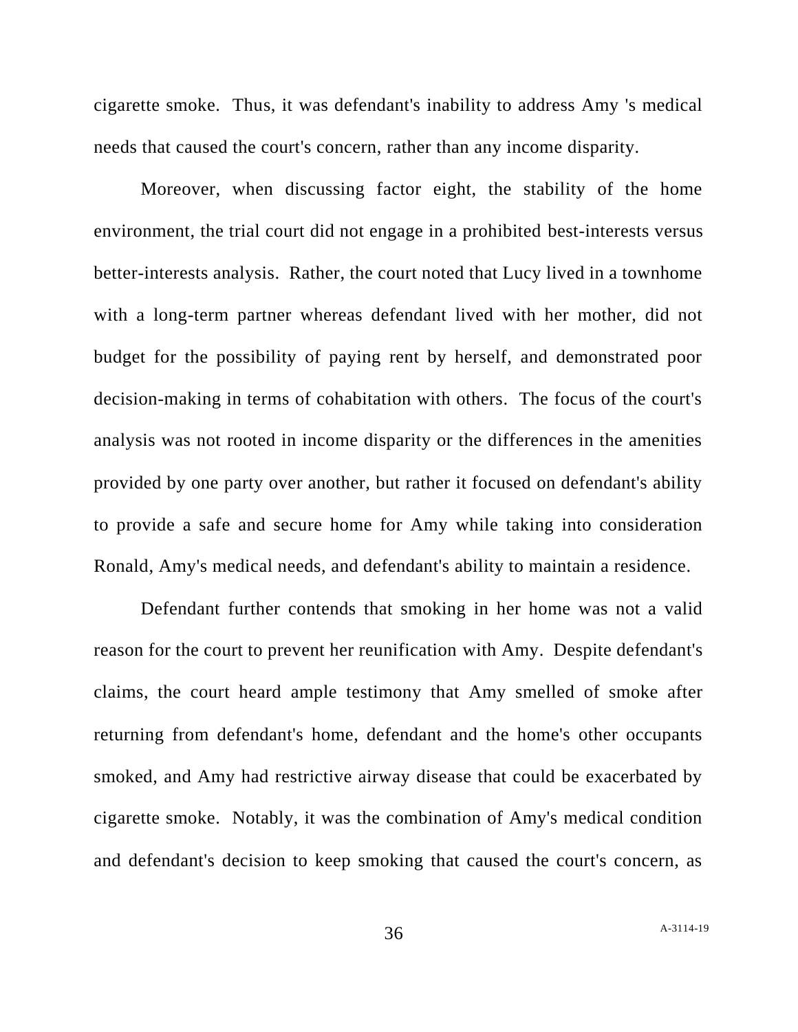cigarette smoke. Thus, it was defendant's inability to address Amy 's medical needs that caused the court's concern, rather than any income disparity.

Moreover, when discussing factor eight, the stability of the home environment, the trial court did not engage in a prohibited best-interests versus better-interests analysis. Rather, the court noted that Lucy lived in a townhome with a long-term partner whereas defendant lived with her mother, did not budget for the possibility of paying rent by herself, and demonstrated poor decision-making in terms of cohabitation with others. The focus of the court's analysis was not rooted in income disparity or the differences in the amenities provided by one party over another, but rather it focused on defendant's ability to provide a safe and secure home for Amy while taking into consideration Ronald, Amy's medical needs, and defendant's ability to maintain a residence.

Defendant further contends that smoking in her home was not a valid reason for the court to prevent her reunification with Amy. Despite defendant's claims, the court heard ample testimony that Amy smelled of smoke after returning from defendant's home, defendant and the home's other occupants smoked, and Amy had restrictive airway disease that could be exacerbated by cigarette smoke. Notably, it was the combination of Amy's medical condition and defendant's decision to keep smoking that caused the court's concern, as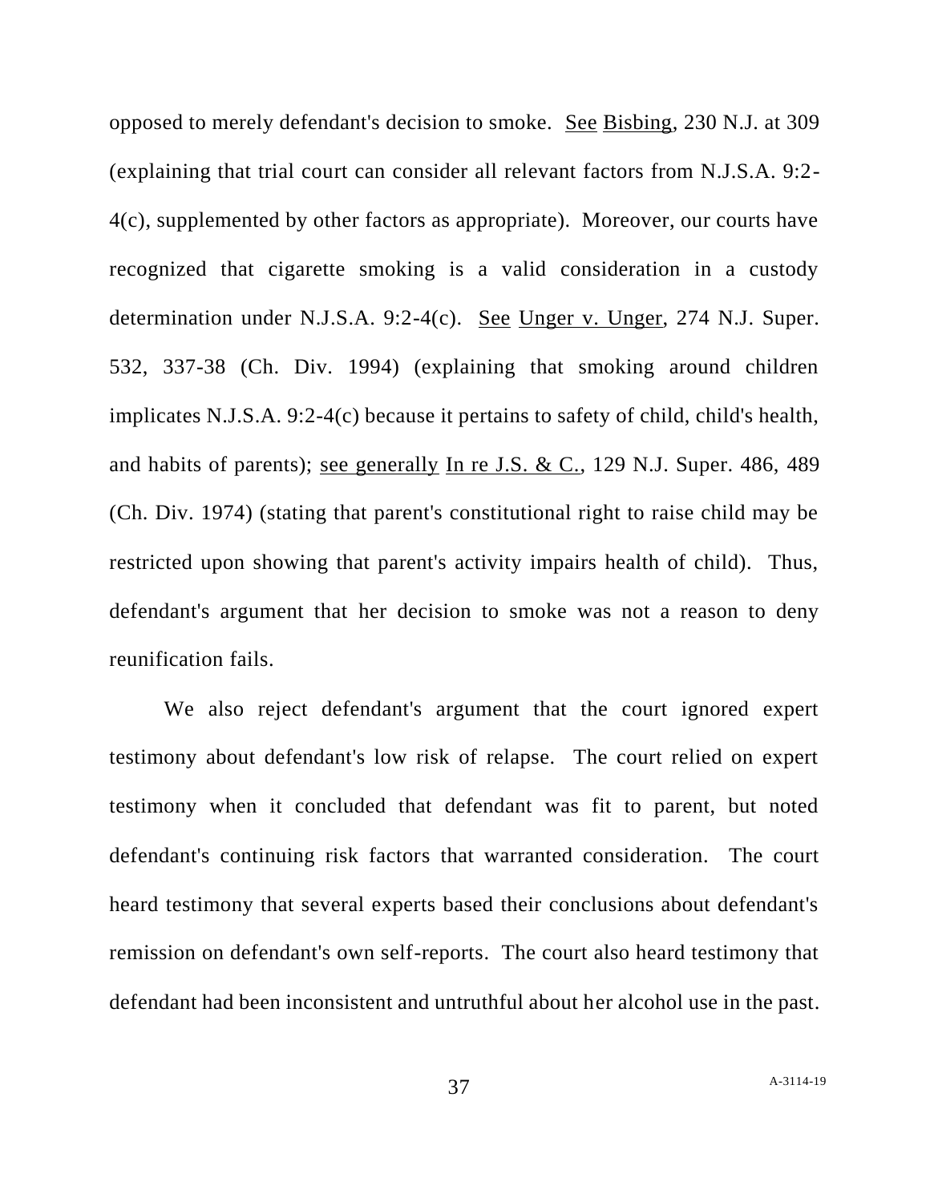opposed to merely defendant's decision to smoke. See Bisbing, 230 N.J. at 309 (explaining that trial court can consider all relevant factors from N.J.S.A. 9:2-4(c), supplemented by other factors as appropriate). Moreover, our courts have recognized that cigarette smoking is a valid consideration in a custody determination under N.J.S.A. 9:2-4(c). See Unger v. Unger, 274 N.J. Super. 532, 337-38 (Ch. Div. 1994) (explaining that smoking around children implicates N.J.S.A. 9:2-4(c) because it pertains to safety of child, child's health, and habits of parents); see generally In re J.S. & C., 129 N.J. Super. 486, 489 (Ch. Div. 1974) (stating that parent's constitutional right to raise child may be restricted upon showing that parent's activity impairs health of child). Thus, defendant's argument that her decision to smoke was not a reason to deny reunification fails.

We also reject defendant's argument that the court ignored expert testimony about defendant's low risk of relapse. The court relied on expert testimony when it concluded that defendant was fit to parent, but noted defendant's continuing risk factors that warranted consideration. The court heard testimony that several experts based their conclusions about defendant's remission on defendant's own self-reports. The court also heard testimony that defendant had been inconsistent and untruthful about her alcohol use in the past.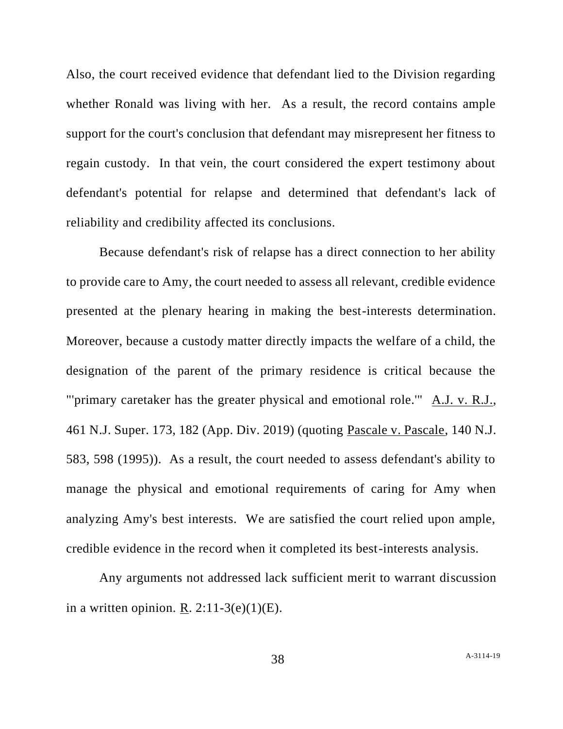Also, the court received evidence that defendant lied to the Division regarding whether Ronald was living with her. As a result, the record contains ample support for the court's conclusion that defendant may misrepresent her fitness to regain custody. In that vein, the court considered the expert testimony about defendant's potential for relapse and determined that defendant's lack of reliability and credibility affected its conclusions.

Because defendant's risk of relapse has a direct connection to her ability to provide care to Amy, the court needed to assess all relevant, credible evidence presented at the plenary hearing in making the best-interests determination. Moreover, because a custody matter directly impacts the welfare of a child, the designation of the parent of the primary residence is critical because the "'primary caretaker has the greater physical and emotional role.'" A.J. v. R.J., 461 N.J. Super. 173, 182 (App. Div. 2019) (quoting Pascale v. Pascale, 140 N.J. 583, 598 (1995)). As a result, the court needed to assess defendant's ability to manage the physical and emotional requirements of caring for Amy when analyzing Amy's best interests. We are satisfied the court relied upon ample, credible evidence in the record when it completed its best-interests analysis.

Any arguments not addressed lack sufficient merit to warrant discussion in a written opinion. R. 2:11-3(e)(1)(E).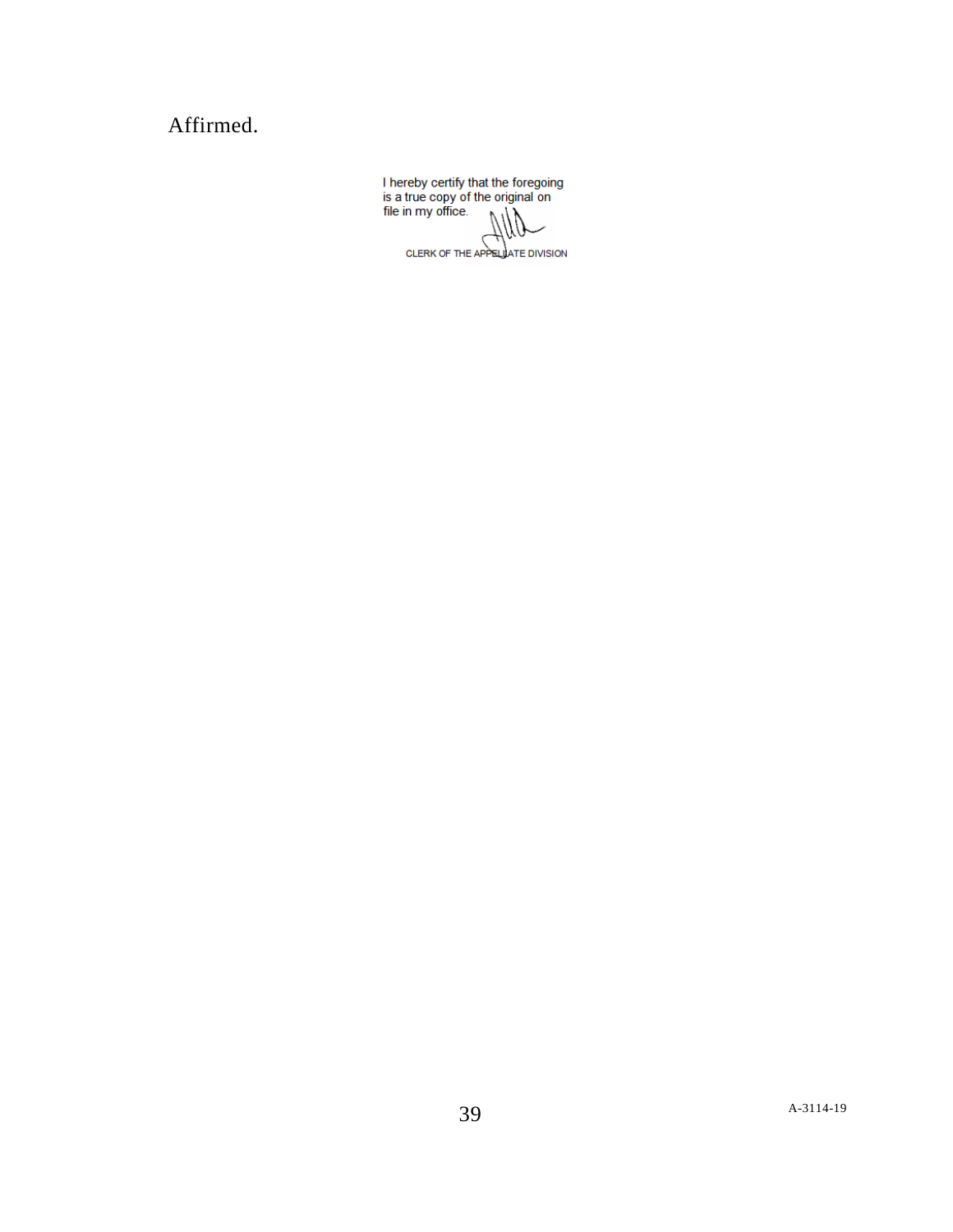Affirmed.

I hereby certify that the foregoing is a true copy of the original on file in my office.

CLERK OF THE APPELLATE DIVISION